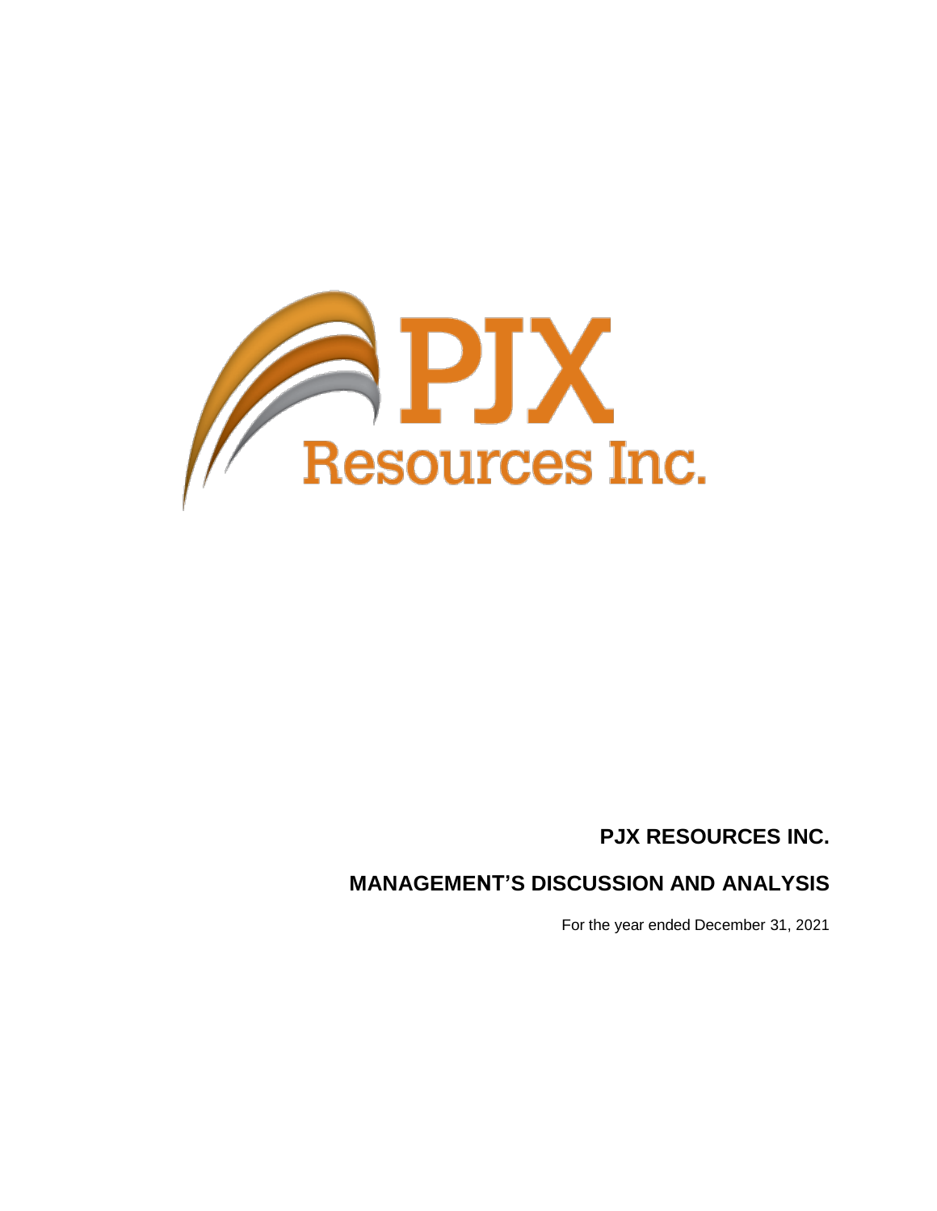PJX Resources Inc.

# PJX RESOURCES INC.

## MANAGEMENT'S DISCUSSION AND ANALYSIS

For the year ended December 31, 2021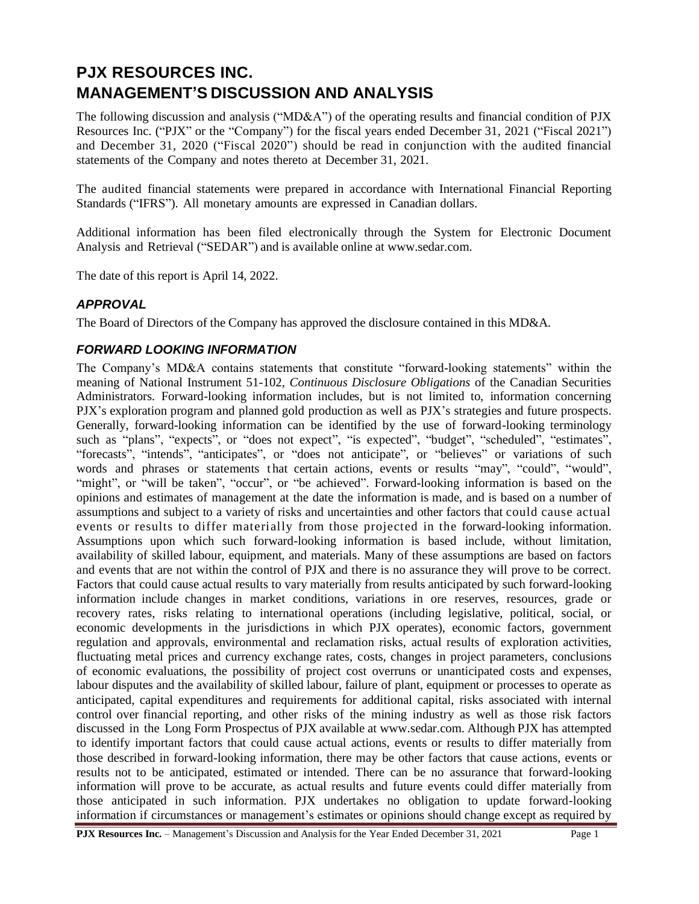# PJX RESOURCES INC.
# MANAGEMENT'S DISCUSSION AND ANALYSIS

The following discussion and analysis ("MD&A") of the operating results and financial condition of PJX Resources Inc. ("PJX" or the "Company") for the fiscal years ended December 31, 2021 ("Fiscal 2021") and December 31, 2020 ("Fiscal 2020") should be read in conjunction with the audited financial statements of the Company and notes thereto at December 31, 2021.

The audited financial statements were prepared in accordance with International Financial Reporting Standards ("IFRS"). All monetary amounts are expressed in Canadian dollars.

Additional information has been filed electronically through the System for Electronic Document Analysis and Retrieval ("SEDAR") and is available online at www.sedar.com.

The date of this report is April 14, 2022.

### *APPROVAL*

The Board of Directors of the Company has approved the disclosure contained in this MD&A.

### *FORWARD LOOKING INFORMATION*

The Company's MD&A contains statements that constitute "forward-looking statements" within the meaning of National Instrument 51-102, *Continuous Disclosure Obligations* of the Canadian Securities Administrators. Forward-looking information includes, but is not limited to, information concerning PJX's exploration program and planned gold production as well as PJX's strategies and future prospects. Generally, forward-looking information can be identified by the use of forward-looking terminology such as "plans", "expects", or "does not expect", "is expected", "budget", "scheduled", "estimates", "forecasts", "intends", "anticipates", or "does not anticipate", or "believes" or variations of such words and phrases or statements that certain actions, events or results "may", "could", "would", "might", or "will be taken", "occur", or "be achieved". Forward-looking information is based on the opinions and estimates of management at the date the information is made, and is based on a number of assumptions and subject to a variety of risks and uncertainties and other factors that could cause actual events or results to differ materially from those projected in the forward-looking information. Assumptions upon which such forward-looking information is based include, without limitation, availability of skilled labour, equipment, and materials. Many of these assumptions are based on factors and events that are not within the control of PJX and there is no assurance they will prove to be correct. Factors that could cause actual results to vary materially from results anticipated by such forward-looking information include changes in market conditions, variations in ore reserves, resources, grade or recovery rates, risks relating to international operations (including legislative, political, social, or economic developments in the jurisdictions in which PJX operates), economic factors, government regulation and approvals, environmental and reclamation risks, actual results of exploration activities, fluctuating metal prices and currency exchange rates, costs, changes in project parameters, conclusions of economic evaluations, the possibility of project cost overruns or unanticipated costs and expenses, labour disputes and the availability of skilled labour, failure of plant, equipment or processes to operate as anticipated, capital expenditures and requirements for additional capital, risks associated with internal control over financial reporting, and other risks of the mining industry as well as those risk factors discussed in the Long Form Prospectus of PJX available at www.sedar.com. Although PJX has attempted to identify important factors that could cause actual actions, events or results to differ materially from those described in forward-looking information, there may be other factors that cause actions, events or results not to be anticipated, estimated or intended. There can be no assurance that forward-looking information will prove to be accurate, as actual results and future events could differ materially from those anticipated in such information. PJX undertakes no obligation to update forward-looking information if circumstances or management's estimates or opinions should change except as required by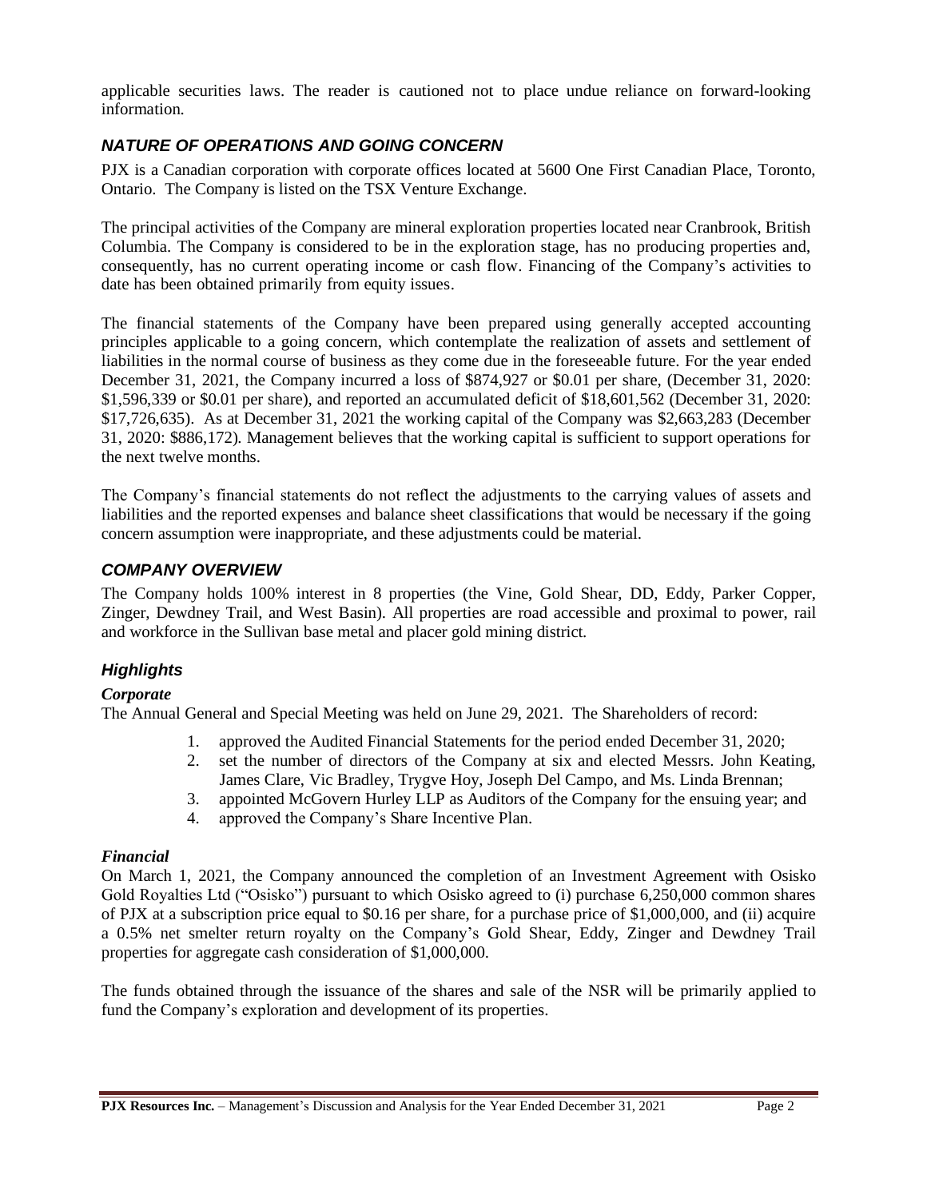applicable securities laws. The reader is cautioned not to place undue reliance on forward-looking information.

## *NATURE OF OPERATIONS AND GOING CONCERN*

PJX is a Canadian corporation with corporate offices located at 5600 One First Canadian Place, Toronto, Ontario. The Company is listed on the TSX Venture Exchange.

The principal activities of the Company are mineral exploration properties located near Cranbrook, British Columbia. The Company is considered to be in the exploration stage, has no producing properties and, consequently, has no current operating income or cash flow. Financing of the Company's activities to date has been obtained primarily from equity issues.

The financial statements of the Company have been prepared using generally accepted accounting principles applicable to a going concern, which contemplate the realization of assets and settlement of liabilities in the normal course of business as they come due in the foreseeable future. For the year ended December 31, 2021, the Company incurred a loss of $874,927 or $0.01 per share, (December 31, 2020: $1,596,339 or $0.01 per share), and reported an accumulated deficit of $18,601,562 (December 31, 2020: $17,726,635). As at December 31, 2021 the working capital of the Company was $2,663,283 (December 31, 2020: $886,172). Management believes that the working capital is sufficient to support operations for the next twelve months.

The Company's financial statements do not reflect the adjustments to the carrying values of assets and liabilities and the reported expenses and balance sheet classifications that would be necessary if the going concern assumption were inappropriate, and these adjustments could be material.

## *COMPANY OVERVIEW*

The Company holds 100% interest in 8 properties (the Vine, Gold Shear, DD, Eddy, Parker Copper, Zinger, Dewdney Trail, and West Basin). All properties are road accessible and proximal to power, rail and workforce in the Sullivan base metal and placer gold mining district.

### *Highlights*

#### *Corporate*

The Annual General and Special Meeting was held on June 29, 2021. The Shareholders of record:

1. approved the Audited Financial Statements for the period ended December 31, 2020;
2. set the number of directors of the Company at six and elected Messrs. John Keating, James Clare, Vic Bradley, Trygve Hoy, Joseph Del Campo, and Ms. Linda Brennan;
3. appointed McGovern Hurley LLP as Auditors of the Company for the ensuing year; and
4. approved the Company's Share Incentive Plan.

#### *Financial*

On March 1, 2021, the Company announced the completion of an Investment Agreement with Osisko Gold Royalties Ltd ("Osisko") pursuant to which Osisko agreed to (i) purchase 6,250,000 common shares of PJX at a subscription price equal to $0.16 per share, for a purchase price of $1,000,000, and (ii) acquire a 0.5% net smelter return royalty on the Company's Gold Shear, Eddy, Zinger and Dewdney Trail properties for aggregate cash consideration of $1,000,000.

The funds obtained through the issuance of the shares and sale of the NSR will be primarily applied to fund the Company's exploration and development of its properties.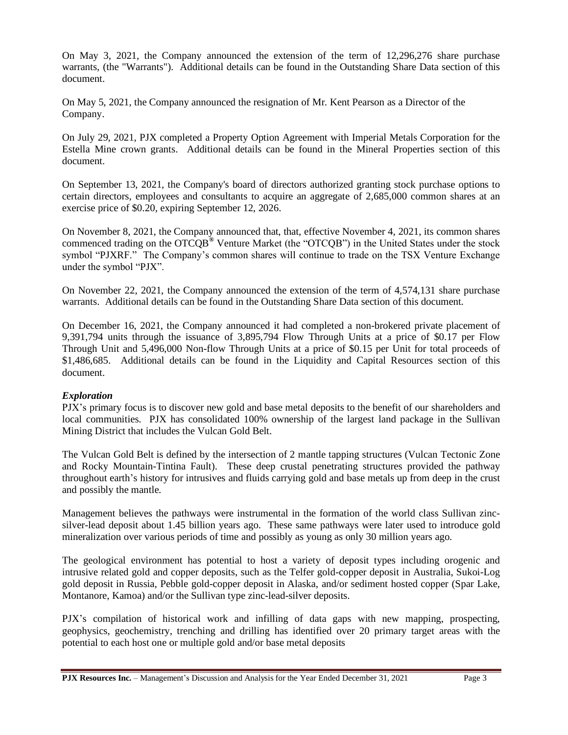On May 3, 2021, the Company announced the extension of the term of 12,296,276 share purchase warrants, (the "Warrants"). Additional details can be found in the Outstanding Share Data section of this document.

On May 5, 2021, the Company announced the resignation of Mr. Kent Pearson as a Director of the Company.

On July 29, 2021, PJX completed a Property Option Agreement with Imperial Metals Corporation for the Estella Mine crown grants. Additional details can be found in the Mineral Properties section of this document.

On September 13, 2021, the Company's board of directors authorized granting stock purchase options to certain directors, employees and consultants to acquire an aggregate of 2,685,000 common shares at an exercise price of $0.20, expiring September 12, 2026.

On November 8, 2021, the Company announced that, that, effective November 4, 2021, its common shares commenced trading on the OTCQB® Venture Market (the "OTCQB") in the United States under the stock symbol "PJXRF." The Company's common shares will continue to trade on the TSX Venture Exchange under the symbol "PJX".

On November 22, 2021, the Company announced the extension of the term of 4,574,131 share purchase warrants. Additional details can be found in the Outstanding Share Data section of this document.

On December 16, 2021, the Company announced it had completed a non-brokered private placement of 9,391,794 units through the issuance of 3,895,794 Flow Through Units at a price of $0.17 per Flow Through Unit and 5,496,000 Non-flow Through Units at a price of $0.15 per Unit for total proceeds of $1,486,685. Additional details can be found in the Liquidity and Capital Resources section of this document.

***Exploration***

PJX's primary focus is to discover new gold and base metal deposits to the benefit of our shareholders and local communities. PJX has consolidated 100% ownership of the largest land package in the Sullivan Mining District that includes the Vulcan Gold Belt.

The Vulcan Gold Belt is defined by the intersection of 2 mantle tapping structures (Vulcan Tectonic Zone and Rocky Mountain-Tintina Fault). These deep crustal penetrating structures provided the pathway throughout earth's history for intrusives and fluids carrying gold and base metals up from deep in the crust and possibly the mantle.

Management believes the pathways were instrumental in the formation of the world class Sullivan zinc-silver-lead deposit about 1.45 billion years ago. These same pathways were later used to introduce gold mineralization over various periods of time and possibly as young as only 30 million years ago.

The geological environment has potential to host a variety of deposit types including orogenic and intrusive related gold and copper deposits, such as the Telfer gold-copper deposit in Australia, Sukoi-Log gold deposit in Russia, Pebble gold-copper deposit in Alaska, and/or sediment hosted copper (Spar Lake, Montanore, Kamoa) and/or the Sullivan type zinc-lead-silver deposits.

PJX's compilation of historical work and infilling of data gaps with new mapping, prospecting, geophysics, geochemistry, trenching and drilling has identified over 20 primary target areas with the potential to each host one or multiple gold and/or base metal deposits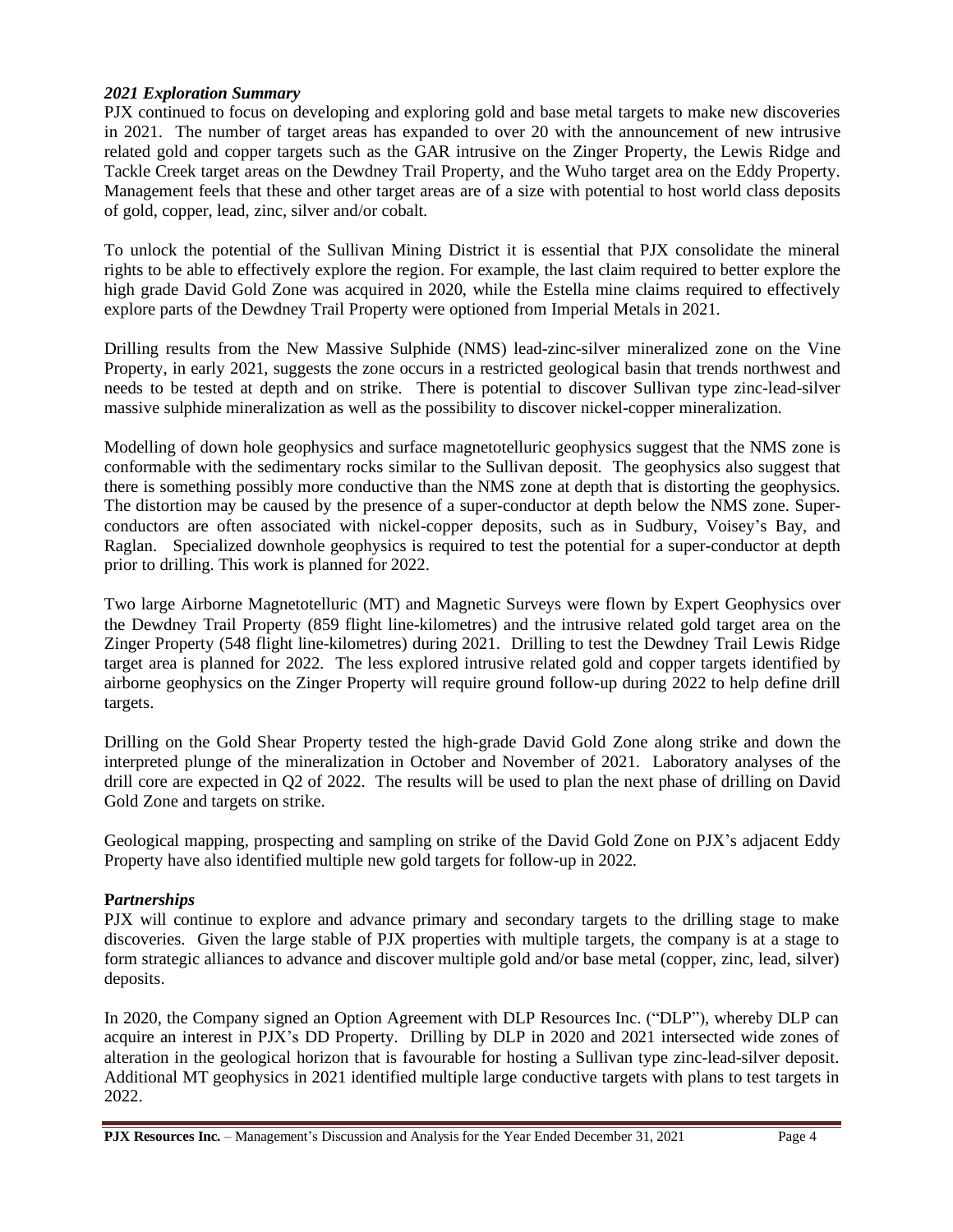### *2021 Exploration Summary*

PJX continued to focus on developing and exploring gold and base metal targets to make new discoveries in 2021. The number of target areas has expanded to over 20 with the announcement of new intrusive related gold and copper targets such as the GAR intrusive on the Zinger Property, the Lewis Ridge and Tackle Creek target areas on the Dewdney Trail Property, and the Wuho target area on the Eddy Property. Management feels that these and other target areas are of a size with potential to host world class deposits of gold, copper, lead, zinc, silver and/or cobalt.

To unlock the potential of the Sullivan Mining District it is essential that PJX consolidate the mineral rights to be able to effectively explore the region. For example, the last claim required to better explore the high grade David Gold Zone was acquired in 2020, while the Estella mine claims required to effectively explore parts of the Dewdney Trail Property were optioned from Imperial Metals in 2021.

Drilling results from the New Massive Sulphide (NMS) lead-zinc-silver mineralized zone on the Vine Property, in early 2021, suggests the zone occurs in a restricted geological basin that trends northwest and needs to be tested at depth and on strike. There is potential to discover Sullivan type zinc-lead-silver massive sulphide mineralization as well as the possibility to discover nickel-copper mineralization.

Modelling of down hole geophysics and surface magnetotelluric geophysics suggest that the NMS zone is conformable with the sedimentary rocks similar to the Sullivan deposit. The geophysics also suggest that there is something possibly more conductive than the NMS zone at depth that is distorting the geophysics. The distortion may be caused by the presence of a super-conductor at depth below the NMS zone. Super-conductors are often associated with nickel-copper deposits, such as in Sudbury, Voisey's Bay, and Raglan. Specialized downhole geophysics is required to test the potential for a super-conductor at depth prior to drilling. This work is planned for 2022.

Two large Airborne Magnetotelluric (MT) and Magnetic Surveys were flown by Expert Geophysics over the Dewdney Trail Property (859 flight line-kilometres) and the intrusive related gold target area on the Zinger Property (548 flight line-kilometres) during 2021. Drilling to test the Dewdney Trail Lewis Ridge target area is planned for 2022. The less explored intrusive related gold and copper targets identified by airborne geophysics on the Zinger Property will require ground follow-up during 2022 to help define drill targets.

Drilling on the Gold Shear Property tested the high-grade David Gold Zone along strike and down the interpreted plunge of the mineralization in October and November of 2021. Laboratory analyses of the drill core are expected in Q2 of 2022. The results will be used to plan the next phase of drilling on David Gold Zone and targets on strike.

Geological mapping, prospecting and sampling on strike of the David Gold Zone on PJX's adjacent Eddy Property have also identified multiple new gold targets for follow-up in 2022.

### ***Partnerships***

PJX will continue to explore and advance primary and secondary targets to the drilling stage to make discoveries. Given the large stable of PJX properties with multiple targets, the company is at a stage to form strategic alliances to advance and discover multiple gold and/or base metal (copper, zinc, lead, silver) deposits.

In 2020, the Company signed an Option Agreement with DLP Resources Inc. ("DLP"), whereby DLP can acquire an interest in PJX's DD Property. Drilling by DLP in 2020 and 2021 intersected wide zones of alteration in the geological horizon that is favourable for hosting a Sullivan type zinc-lead-silver deposit. Additional MT geophysics in 2021 identified multiple large conductive targets with plans to test targets in 2022.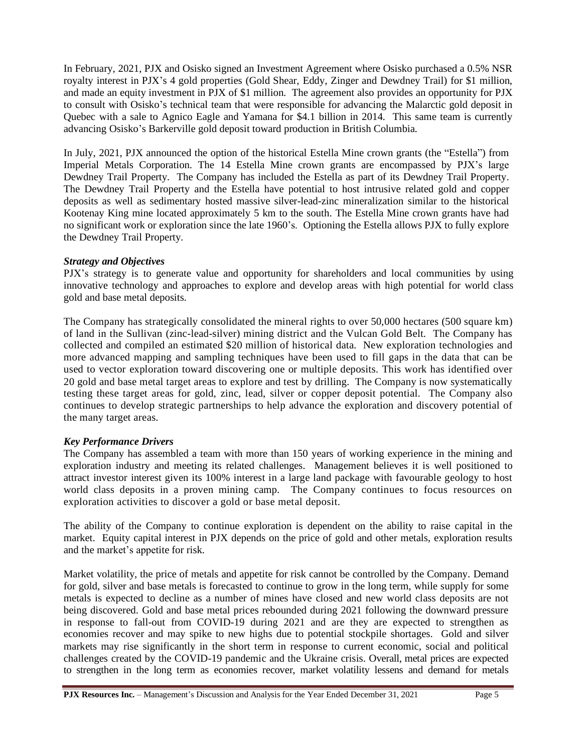In February, 2021, PJX and Osisko signed an Investment Agreement where Osisko purchased a 0.5% NSR royalty interest in PJX's 4 gold properties (Gold Shear, Eddy, Zinger and Dewdney Trail) for $1 million, and made an equity investment in PJX of $1 million. The agreement also provides an opportunity for PJX to consult with Osisko's technical team that were responsible for advancing the Malarctic gold deposit in Quebec with a sale to Agnico Eagle and Yamana for $4.1 billion in 2014. This same team is currently advancing Osisko's Barkerville gold deposit toward production in British Columbia.

In July, 2021, PJX announced the option of the historical Estella Mine crown grants (the "Estella") from Imperial Metals Corporation. The 14 Estella Mine crown grants are encompassed by PJX's large Dewdney Trail Property. The Company has included the Estella as part of its Dewdney Trail Property. The Dewdney Trail Property and the Estella have potential to host intrusive related gold and copper deposits as well as sedimentary hosted massive silver-lead-zinc mineralization similar to the historical Kootenay King mine located approximately 5 km to the south. The Estella Mine crown grants have had no significant work or exploration since the late 1960's. Optioning the Estella allows PJX to fully explore the Dewdney Trail Property.

***Strategy and Objectives***

PJX's strategy is to generate value and opportunity for shareholders and local communities by using innovative technology and approaches to explore and develop areas with high potential for world class gold and base metal deposits.

The Company has strategically consolidated the mineral rights to over 50,000 hectares (500 square km) of land in the Sullivan (zinc-lead-silver) mining district and the Vulcan Gold Belt. The Company has collected and compiled an estimated $20 million of historical data. New exploration technologies and more advanced mapping and sampling techniques have been used to fill gaps in the data that can be used to vector exploration toward discovering one or multiple deposits. This work has identified over 20 gold and base metal target areas to explore and test by drilling. The Company is now systematically testing these target areas for gold, zinc, lead, silver or copper deposit potential. The Company also continues to develop strategic partnerships to help advance the exploration and discovery potential of the many target areas.

***Key Performance Drivers***

The Company has assembled a team with more than 150 years of working experience in the mining and exploration industry and meeting its related challenges. Management believes it is well positioned to attract investor interest given its 100% interest in a large land package with favourable geology to host world class deposits in a proven mining camp. The Company continues to focus resources on exploration activities to discover a gold or base metal deposit.

The ability of the Company to continue exploration is dependent on the ability to raise capital in the market. Equity capital interest in PJX depends on the price of gold and other metals, exploration results and the market's appetite for risk.

Market volatility, the price of metals and appetite for risk cannot be controlled by the Company. Demand for gold, silver and base metals is forecasted to continue to grow in the long term, while supply for some metals is expected to decline as a number of mines have closed and new world class deposits are not being discovered. Gold and base metal prices rebounded during 2021 following the downward pressure in response to fall-out from COVID-19 during 2021 and are they are expected to strengthen as economies recover and may spike to new highs due to potential stockpile shortages. Gold and silver markets may rise significantly in the short term in response to current economic, social and political challenges created by the COVID-19 pandemic and the Ukraine crisis. Overall, metal prices are expected to strengthen in the long term as economies recover, market volatility lessens and demand for metals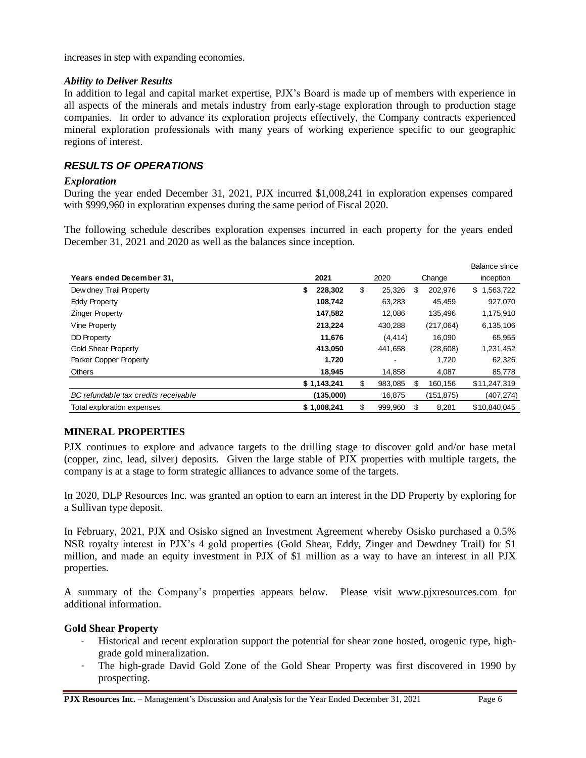increases in step with expanding economies.

### *Ability to Deliver Results*

In addition to legal and capital market expertise, PJX's Board is made up of members with experience in all aspects of the minerals and metals industry from early-stage exploration through to production stage companies. In order to advance its exploration projects effectively, the Company contracts experienced mineral exploration professionals with many years of working experience specific to our geographic regions of interest.

## *RESULTS OF OPERATIONS*

### *Exploration*

During the year ended December 31, 2021, PJX incurred $1,008,241 in exploration expenses compared with $999,960 in exploration expenses during the same period of Fiscal 2020.

The following schedule describes exploration expenses incurred in each property for the years ended December 31, 2021 and 2020 as well as the balances since inception.

| Years ended December 31, | 2021 | 2020 | Change | Balance since inception |
|---|---|---|---|---|
| Dewdney Trail Property | **$ 228,302** | $ 25,326 | $ 202,976 | $ 1,563,722 |
| Eddy Property | **108,742** | 63,283 | 45,459 | 927,070 |
| Zinger Property | **147,582** | 12,086 | 135,496 | 1,175,910 |
| Vine Property | **213,224** | 430,288 | (217,064) | 6,135,106 |
| DD Property | **11,676** | (4,414) | 16,090 | 65,955 |
| Gold Shear Property | **413,050** | 441,658 | (28,608) | 1,231,452 |
| Parker Copper Property | **1,720** | - | 1,720 | 62,326 |
| Others | **18,945** | 14,858 | 4,087 | 85,778 |
| | **$ 1,143,241** | $ 983,085 | $ 160,156 | $11,247,319 |
| *BC refundable tax credits receivable* | **(135,000)** | 16,875 | (151,875) | (407,274) |
| Total exploration expenses | **$ 1,008,241** | $ 999,960 | $ 8,281 | $10,840,045 |

## **MINERAL PROPERTIES**

PJX continues to explore and advance targets to the drilling stage to discover gold and/or base metal (copper, zinc, lead, silver) deposits. Given the large stable of PJX properties with multiple targets, the company is at a stage to form strategic alliances to advance some of the targets.

In 2020, DLP Resources Inc. was granted an option to earn an interest in the DD Property by exploring for a Sullivan type deposit.

In February, 2021, PJX and Osisko signed an Investment Agreement whereby Osisko purchased a 0.5% NSR royalty interest in PJX's 4 gold properties (Gold Shear, Eddy, Zinger and Dewdney Trail) for $1 million, and made an equity investment in PJX of $1 million as a way to have an interest in all PJX properties.

A summary of the Company's properties appears below. Please visit www.pjxresources.com for additional information.

### **Gold Shear Property**

- Historical and recent exploration support the potential for shear zone hosted, orogenic type, high-grade gold mineralization.
- The high-grade David Gold Zone of the Gold Shear Property was first discovered in 1990 by prospecting.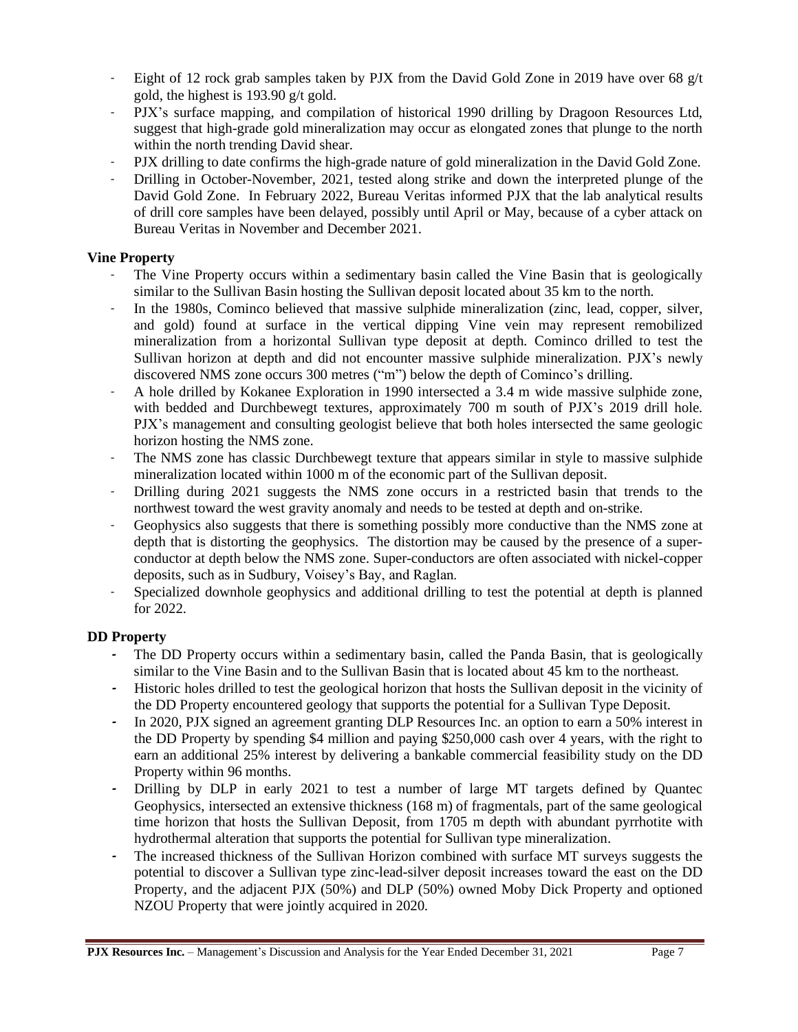- Eight of 12 rock grab samples taken by PJX from the David Gold Zone in 2019 have over 68 g/t gold, the highest is 193.90 g/t gold.
- PJX's surface mapping, and compilation of historical 1990 drilling by Dragoon Resources Ltd, suggest that high-grade gold mineralization may occur as elongated zones that plunge to the north within the north trending David shear.
- PJX drilling to date confirms the high-grade nature of gold mineralization in the David Gold Zone.
- Drilling in October-November, 2021, tested along strike and down the interpreted plunge of the David Gold Zone. In February 2022, Bureau Veritas informed PJX that the lab analytical results of drill core samples have been delayed, possibly until April or May, because of a cyber attack on Bureau Veritas in November and December 2021.

**Vine Property**

- The Vine Property occurs within a sedimentary basin called the Vine Basin that is geologically similar to the Sullivan Basin hosting the Sullivan deposit located about 35 km to the north.
- In the 1980s, Cominco believed that massive sulphide mineralization (zinc, lead, copper, silver, and gold) found at surface in the vertical dipping Vine vein may represent remobilized mineralization from a horizontal Sullivan type deposit at depth. Cominco drilled to test the Sullivan horizon at depth and did not encounter massive sulphide mineralization. PJX's newly discovered NMS zone occurs 300 metres ("m") below the depth of Cominco's drilling.
- A hole drilled by Kokanee Exploration in 1990 intersected a 3.4 m wide massive sulphide zone, with bedded and Durchbewegt textures, approximately 700 m south of PJX's 2019 drill hole. PJX's management and consulting geologist believe that both holes intersected the same geologic horizon hosting the NMS zone.
- The NMS zone has classic Durchbewegt texture that appears similar in style to massive sulphide mineralization located within 1000 m of the economic part of the Sullivan deposit.
- Drilling during 2021 suggests the NMS zone occurs in a restricted basin that trends to the northwest toward the west gravity anomaly and needs to be tested at depth and on-strike.
- Geophysics also suggests that there is something possibly more conductive than the NMS zone at depth that is distorting the geophysics. The distortion may be caused by the presence of a super-conductor at depth below the NMS zone. Super-conductors are often associated with nickel-copper deposits, such as in Sudbury, Voisey's Bay, and Raglan.
- Specialized downhole geophysics and additional drilling to test the potential at depth is planned for 2022.

**DD Property**

- The DD Property occurs within a sedimentary basin, called the Panda Basin, that is geologically similar to the Vine Basin and to the Sullivan Basin that is located about 45 km to the northeast.
- Historic holes drilled to test the geological horizon that hosts the Sullivan deposit in the vicinity of the DD Property encountered geology that supports the potential for a Sullivan Type Deposit.
- In 2020, PJX signed an agreement granting DLP Resources Inc. an option to earn a 50% interest in the DD Property by spending \$4 million and paying \$250,000 cash over 4 years, with the right to earn an additional 25% interest by delivering a bankable commercial feasibility study on the DD Property within 96 months.
- Drilling by DLP in early 2021 to test a number of large MT targets defined by Quantec Geophysics, intersected an extensive thickness (168 m) of fragmentals, part of the same geological time horizon that hosts the Sullivan Deposit, from 1705 m depth with abundant pyrrhotite with hydrothermal alteration that supports the potential for Sullivan type mineralization.
- The increased thickness of the Sullivan Horizon combined with surface MT surveys suggests the potential to discover a Sullivan type zinc-lead-silver deposit increases toward the east on the DD Property, and the adjacent PJX (50%) and DLP (50%) owned Moby Dick Property and optioned NZOU Property that were jointly acquired in 2020.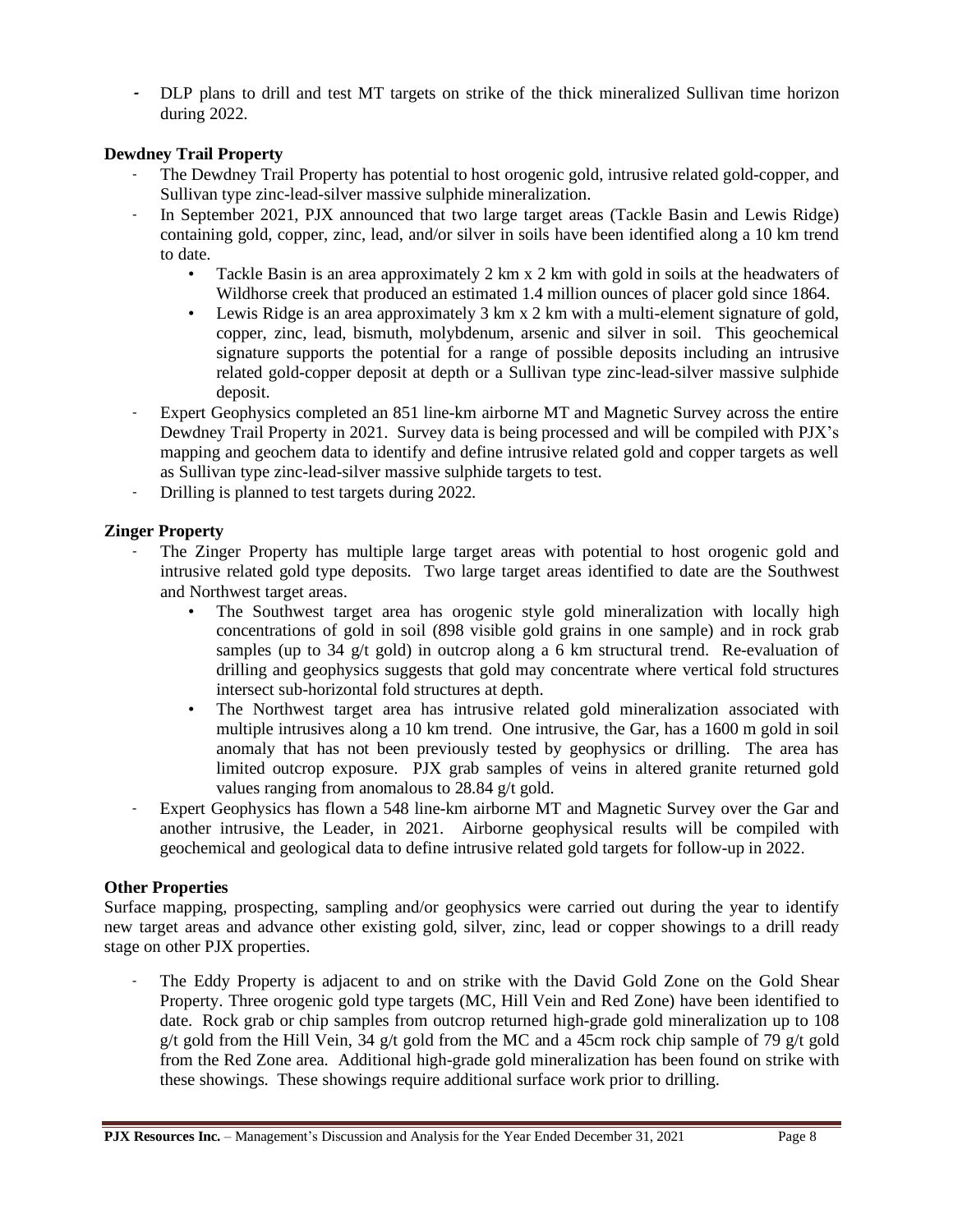- DLP plans to drill and test MT targets on strike of the thick mineralized Sullivan time horizon during 2022.

**Dewdney Trail Property**

- The Dewdney Trail Property has potential to host orogenic gold, intrusive related gold-copper, and Sullivan type zinc-lead-silver massive sulphide mineralization.
- In September 2021, PJX announced that two large target areas (Tackle Basin and Lewis Ridge) containing gold, copper, zinc, lead, and/or silver in soils have been identified along a 10 km trend to date.
  - Tackle Basin is an area approximately 2 km x 2 km with gold in soils at the headwaters of Wildhorse creek that produced an estimated 1.4 million ounces of placer gold since 1864.
  - Lewis Ridge is an area approximately 3 km x 2 km with a multi-element signature of gold, copper, zinc, lead, bismuth, molybdenum, arsenic and silver in soil. This geochemical signature supports the potential for a range of possible deposits including an intrusive related gold-copper deposit at depth or a Sullivan type zinc-lead-silver massive sulphide deposit.
- Expert Geophysics completed an 851 line-km airborne MT and Magnetic Survey across the entire Dewdney Trail Property in 2021. Survey data is being processed and will be compiled with PJX's mapping and geochem data to identify and define intrusive related gold and copper targets as well as Sullivan type zinc-lead-silver massive sulphide targets to test.
- Drilling is planned to test targets during 2022.

**Zinger Property**

- The Zinger Property has multiple large target areas with potential to host orogenic gold and intrusive related gold type deposits. Two large target areas identified to date are the Southwest and Northwest target areas.
  - The Southwest target area has orogenic style gold mineralization with locally high concentrations of gold in soil (898 visible gold grains in one sample) and in rock grab samples (up to 34 g/t gold) in outcrop along a 6 km structural trend. Re-evaluation of drilling and geophysics suggests that gold may concentrate where vertical fold structures intersect sub-horizontal fold structures at depth.
  - The Northwest target area has intrusive related gold mineralization associated with multiple intrusives along a 10 km trend. One intrusive, the Gar, has a 1600 m gold in soil anomaly that has not been previously tested by geophysics or drilling. The area has limited outcrop exposure. PJX grab samples of veins in altered granite returned gold values ranging from anomalous to 28.84 g/t gold.
- Expert Geophysics has flown a 548 line-km airborne MT and Magnetic Survey over the Gar and another intrusive, the Leader, in 2021. Airborne geophysical results will be compiled with geochemical and geological data to define intrusive related gold targets for follow-up in 2022.

**Other Properties**

Surface mapping, prospecting, sampling and/or geophysics were carried out during the year to identify new target areas and advance other existing gold, silver, zinc, lead or copper showings to a drill ready stage on other PJX properties.

- The Eddy Property is adjacent to and on strike with the David Gold Zone on the Gold Shear Property. Three orogenic gold type targets (MC, Hill Vein and Red Zone) have been identified to date. Rock grab or chip samples from outcrop returned high-grade gold mineralization up to 108 g/t gold from the Hill Vein, 34 g/t gold from the MC and a 45cm rock chip sample of 79 g/t gold from the Red Zone area. Additional high-grade gold mineralization has been found on strike with these showings. These showings require additional surface work prior to drilling.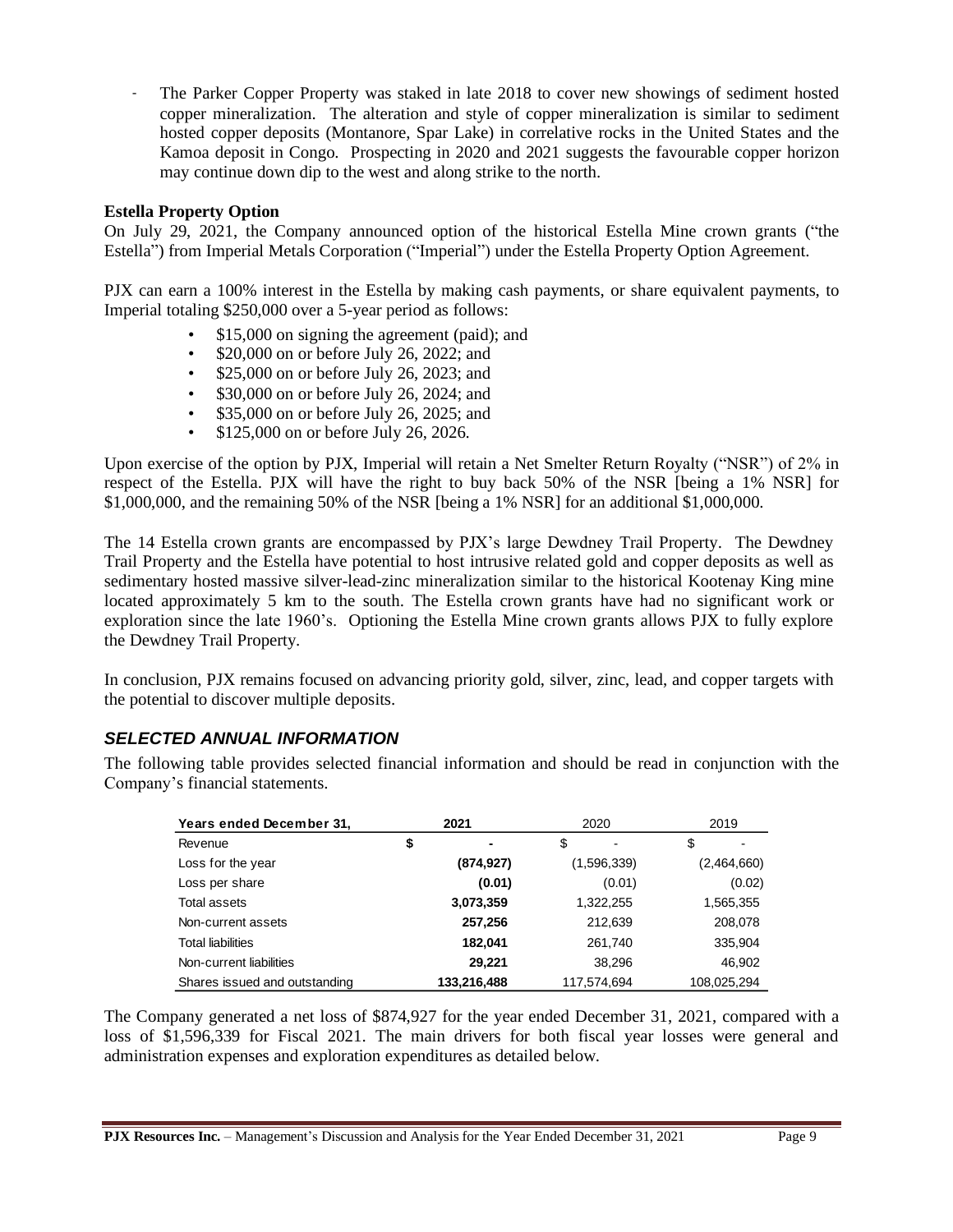- The Parker Copper Property was staked in late 2018 to cover new showings of sediment hosted copper mineralization. The alteration and style of copper mineralization is similar to sediment hosted copper deposits (Montanore, Spar Lake) in correlative rocks in the United States and the Kamoa deposit in Congo. Prospecting in 2020 and 2021 suggests the favourable copper horizon may continue down dip to the west and along strike to the north.

**Estella Property Option**

On July 29, 2021, the Company announced option of the historical Estella Mine crown grants ("the Estella") from Imperial Metals Corporation ("Imperial") under the Estella Property Option Agreement.

PJX can earn a 100% interest in the Estella by making cash payments, or share equivalent payments, to Imperial totaling $250,000 over a 5-year period as follows:

- $15,000 on signing the agreement (paid); and
- $20,000 on or before July 26, 2022; and
- $25,000 on or before July 26, 2023; and
- $30,000 on or before July 26, 2024; and
- $35,000 on or before July 26, 2025; and
- $125,000 on or before July 26, 2026.

Upon exercise of the option by PJX, Imperial will retain a Net Smelter Return Royalty ("NSR") of 2% in respect of the Estella. PJX will have the right to buy back 50% of the NSR [being a 1% NSR] for $1,000,000, and the remaining 50% of the NSR [being a 1% NSR] for an additional $1,000,000.

The 14 Estella crown grants are encompassed by PJX's large Dewdney Trail Property. The Dewdney Trail Property and the Estella have potential to host intrusive related gold and copper deposits as well as sedimentary hosted massive silver-lead-zinc mineralization similar to the historical Kootenay King mine located approximately 5 km to the south. The Estella crown grants have had no significant work or exploration since the late 1960's. Optioning the Estella Mine crown grants allows PJX to fully explore the Dewdney Trail Property.

In conclusion, PJX remains focused on advancing priority gold, silver, zinc, lead, and copper targets with the potential to discover multiple deposits.

## *SELECTED ANNUAL INFORMATION*

The following table provides selected financial information and should be read in conjunction with the Company's financial statements.

| **Years ended December 31,** | **2021** | 2020 | 2019 |
|---|---|---|---|
| Revenue | **$ -** | $ - | $ - |
| Loss for the year | **(874,927)** | (1,596,339) | (2,464,660) |
| Loss per share | **(0.01)** | (0.01) | (0.02) |
| Total assets | **3,073,359** | 1,322,255 | 1,565,355 |
| Non-current assets | **257,256** | 212,639 | 208,078 |
| Total liabilities | **182,041** | 261,740 | 335,904 |
| Non-current liabilities | **29,221** | 38,296 | 46,902 |
| Shares issued and outstanding | **133,216,488** | 117,574,694 | 108,025,294 |

The Company generated a net loss of $874,927 for the year ended December 31, 2021, compared with a loss of $1,596,339 for Fiscal 2021. The main drivers for both fiscal year losses were general and administration expenses and exploration expenditures as detailed below.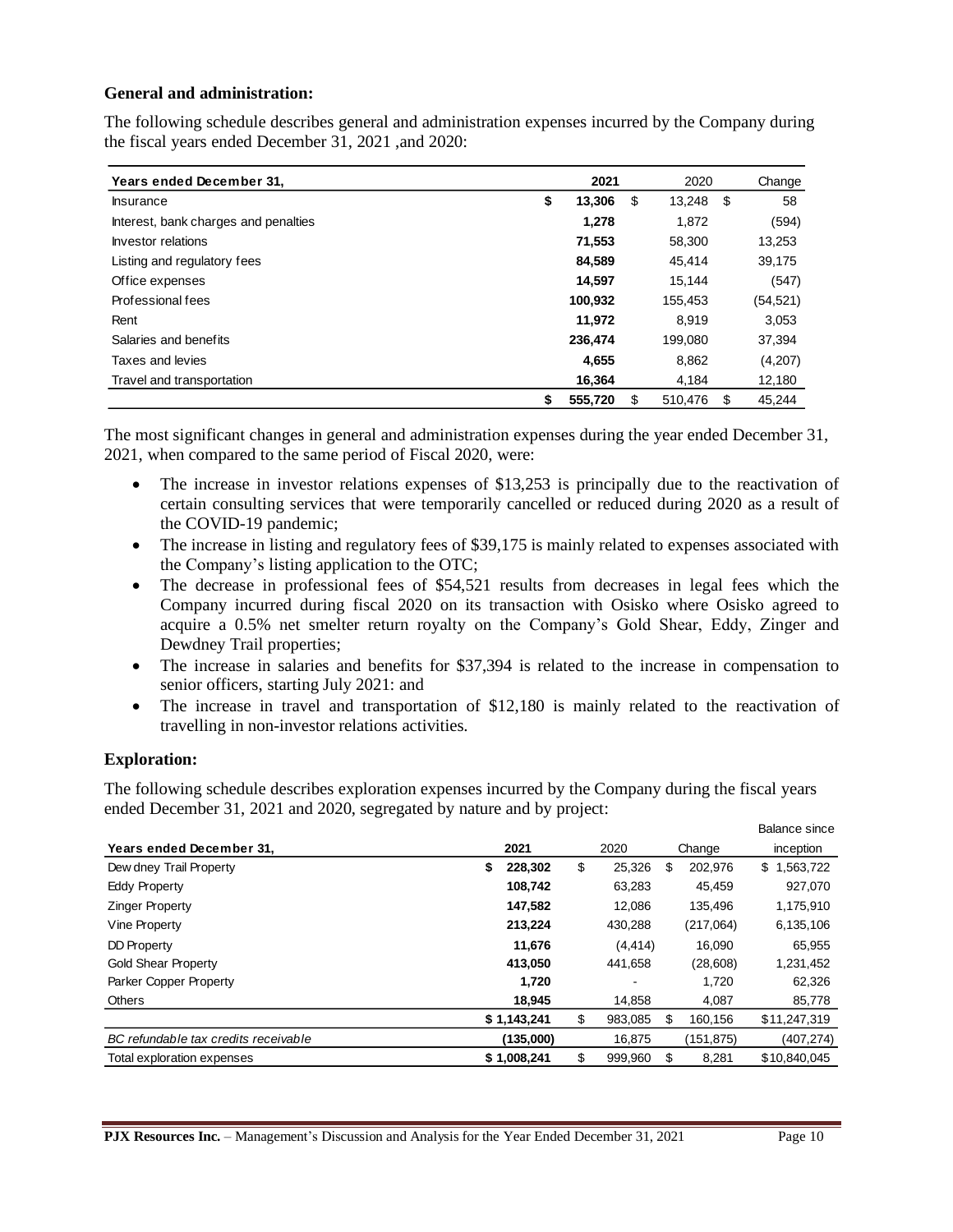### General and administration:

The following schedule describes general and administration expenses incurred by the Company during the fiscal years ended December 31, 2021 ,and 2020:

| Years ended December 31, | 2021 | 2020 | Change |
|---|---|---|---|
| Insurance | $ **13,306** | $ 13,248 | $ 58 |
| Interest, bank charges and penalties | **1,278** | 1,872 | (594) |
| Investor relations | **71,553** | 58,300 | 13,253 |
| Listing and regulatory fees | **84,589** | 45,414 | 39,175 |
| Office expenses | **14,597** | 15,144 | (547) |
| Professional fees | **100,932** | 155,453 | (54,521) |
| Rent | **11,972** | 8,919 | 3,053 |
| Salaries and benefits | **236,474** | 199,080 | 37,394 |
| Taxes and levies | **4,655** | 8,862 | (4,207) |
| Travel and transportation | **16,364** | 4,184 | 12,180 |
| | $ **555,720** | $ 510,476 | $ 45,244 |

The most significant changes in general and administration expenses during the year ended December 31, 2021, when compared to the same period of Fiscal 2020, were:

- The increase in investor relations expenses of $13,253 is principally due to the reactivation of certain consulting services that were temporarily cancelled or reduced during 2020 as a result of the COVID-19 pandemic;
- The increase in listing and regulatory fees of $39,175 is mainly related to expenses associated with the Company's listing application to the OTC;
- The decrease in professional fees of $54,521 results from decreases in legal fees which the Company incurred during fiscal 2020 on its transaction with Osisko where Osisko agreed to acquire a 0.5% net smelter return royalty on the Company's Gold Shear, Eddy, Zinger and Dewdney Trail properties;
- The increase in salaries and benefits for $37,394 is related to the increase in compensation to senior officers, starting July 2021: and
- The increase in travel and transportation of $12,180 is mainly related to the reactivation of travelling in non-investor relations activities.

### Exploration:

The following schedule describes exploration expenses incurred by the Company during the fiscal years ended December 31, 2021 and 2020, segregated by nature and by project:

| Years ended December 31, | 2021 | 2020 | Change | Balance since inception |
|---|---|---|---|---|
| Dewdney Trail Property | $ **228,302** | $ 25,326 | $ 202,976 | $ 1,563,722 |
| Eddy Property | **108,742** | 63,283 | 45,459 | 927,070 |
| Zinger Property | **147,582** | 12,086 | 135,496 | 1,175,910 |
| Vine Property | **213,224** | 430,288 | (217,064) | 6,135,106 |
| DD Property | **11,676** | (4,414) | 16,090 | 65,955 |
| Gold Shear Property | **413,050** | 441,658 | (28,608) | 1,231,452 |
| Parker Copper Property | **1,720** | - | 1,720 | 62,326 |
| Others | **18,945** | 14,858 | 4,087 | 85,778 |
| | **$ 1,143,241** | $ 983,085 | $ 160,156 | $11,247,319 |
| *BC refundable tax credits receivable* | **(135,000)** | 16,875 | (151,875) | (407,274) |
| Total exploration expenses | **$ 1,008,241** | $ 999,960 | $ 8,281 | $10,840,045 |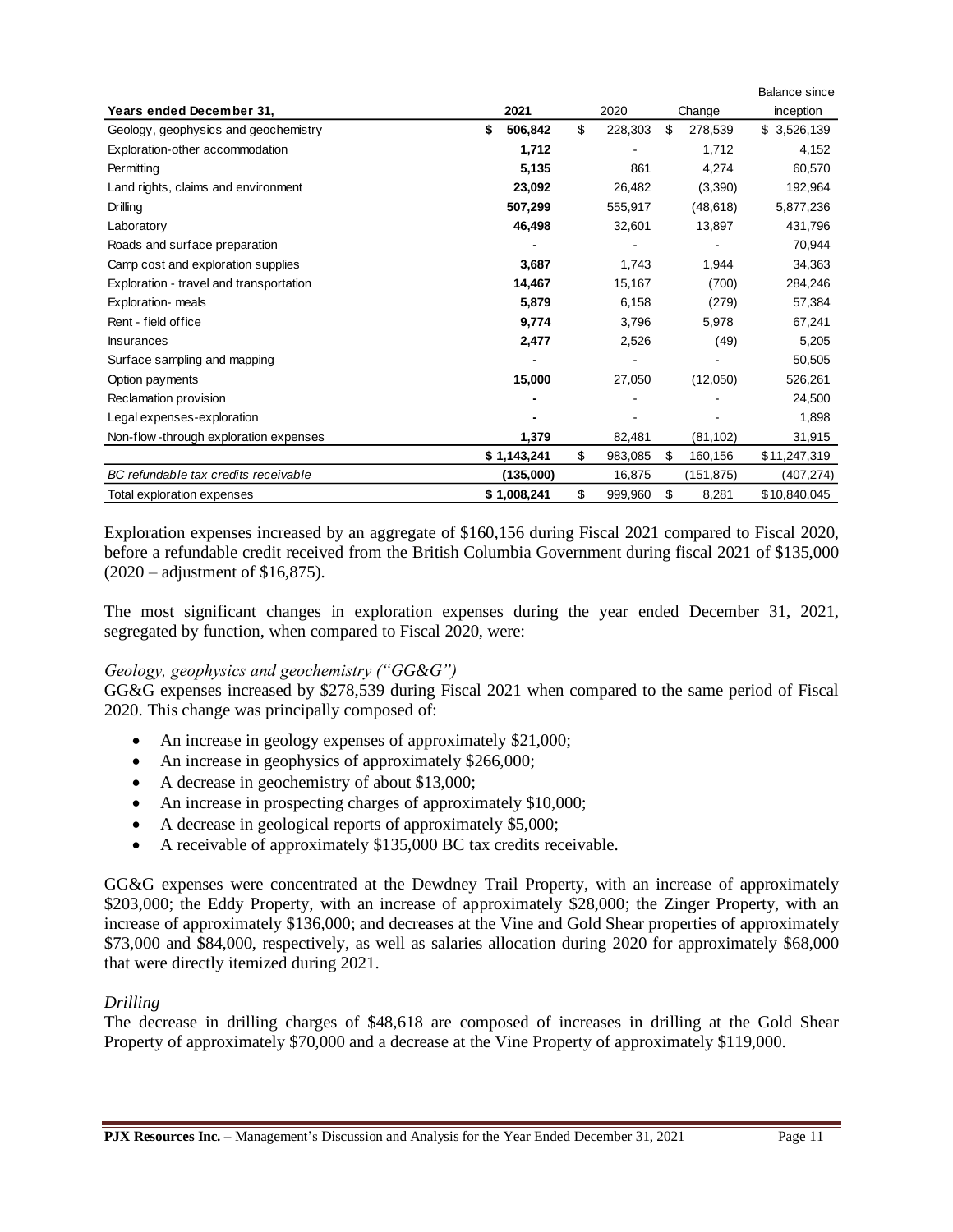| Years ended December 31, | 2021 | 2020 | Change | Balance since inception |
|---|---|---|---|---|
| Geology, geophysics and geochemistry | **$ 506,842** | $ 228,303 | $ 278,539 | $ 3,526,139 |
| Exploration-other accommodation | **1,712** | - | 1,712 | 4,152 |
| Permitting | **5,135** | 861 | 4,274 | 60,570 |
| Land rights, claims and environment | **23,092** | 26,482 | (3,390) | 192,964 |
| Drilling | **507,299** | 555,917 | (48,618) | 5,877,236 |
| Laboratory | **46,498** | 32,601 | 13,897 | 431,796 |
| Roads and surface preparation | **-** | - | - | 70,944 |
| Camp cost and exploration supplies | **3,687** | 1,743 | 1,944 | 34,363 |
| Exploration - travel and transportation | **14,467** | 15,167 | (700) | 284,246 |
| Exploration- meals | **5,879** | 6,158 | (279) | 57,384 |
| Rent - field office | **9,774** | 3,796 | 5,978 | 67,241 |
| Insurances | **2,477** | 2,526 | (49) | 5,205 |
| Surface sampling and mapping | **-** | - | - | 50,505 |
| Option payments | **15,000** | 27,050 | (12,050) | 526,261 |
| Reclamation provision | **-** | - | - | 24,500 |
| Legal expenses-exploration | **-** | - | - | 1,898 |
| Non-flow-through exploration expenses | **1,379** | 82,481 | (81,102) | 31,915 |
| | **$ 1,143,241** | $ 983,085 | $ 160,156 | $11,247,319 |
| *BC refundable tax credits receivable* | **(135,000)** | 16,875 | (151,875) | (407,274) |
| Total exploration expenses | **$ 1,008,241** | $ 999,960 | $ 8,281 | $10,840,045 |

Exploration expenses increased by an aggregate of $160,156 during Fiscal 2021 compared to Fiscal 2020, before a refundable credit received from the British Columbia Government during fiscal 2021 of $135,000 (2020 – adjustment of $16,875).

The most significant changes in exploration expenses during the year ended December 31, 2021, segregated by function, when compared to Fiscal 2020, were:

*Geology, geophysics and geochemistry ("GG&G")*

GG&G expenses increased by $278,539 during Fiscal 2021 when compared to the same period of Fiscal 2020. This change was principally composed of:

- An increase in geology expenses of approximately $21,000;
- An increase in geophysics of approximately $266,000;
- A decrease in geochemistry of about $13,000;
- An increase in prospecting charges of approximately $10,000;
- A decrease in geological reports of approximately $5,000;
- A receivable of approximately $135,000 BC tax credits receivable.

GG&G expenses were concentrated at the Dewdney Trail Property, with an increase of approximately $203,000; the Eddy Property, with an increase of approximately $28,000; the Zinger Property, with an increase of approximately $136,000; and decreases at the Vine and Gold Shear properties of approximately $73,000 and $84,000, respectively, as well as salaries allocation during 2020 for approximately $68,000 that were directly itemized during 2021.

*Drilling*

The decrease in drilling charges of $48,618 are composed of increases in drilling at the Gold Shear Property of approximately $70,000 and a decrease at the Vine Property of approximately $119,000.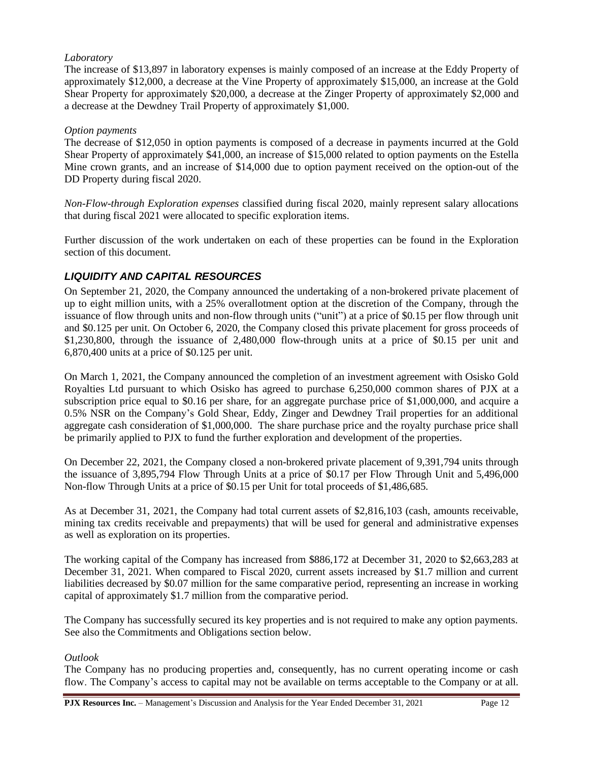*Laboratory*
The increase of $13,897 in laboratory expenses is mainly composed of an increase at the Eddy Property of approximately $12,000, a decrease at the Vine Property of approximately $15,000, an increase at the Gold Shear Property for approximately $20,000, a decrease at the Zinger Property of approximately $2,000 and a decrease at the Dewdney Trail Property of approximately $1,000.

*Option payments*
The decrease of $12,050 in option payments is composed of a decrease in payments incurred at the Gold Shear Property of approximately $41,000, an increase of $15,000 related to option payments on the Estella Mine crown grants, and an increase of $14,000 due to option payment received on the option-out of the DD Property during fiscal 2020.

*Non-Flow-through Exploration expenses* classified during fiscal 2020, mainly represent salary allocations that during fiscal 2021 were allocated to specific exploration items.

Further discussion of the work undertaken on each of these properties can be found in the Exploration section of this document.

## *LIQUIDITY AND CAPITAL RESOURCES*

On September 21, 2020, the Company announced the undertaking of a non-brokered private placement of up to eight million units, with a 25% overallotment option at the discretion of the Company, through the issuance of flow through units and non-flow through units ("unit") at a price of $0.15 per flow through unit and $0.125 per unit. On October 6, 2020, the Company closed this private placement for gross proceeds of $1,230,800, through the issuance of 2,480,000 flow-through units at a price of $0.15 per unit and 6,870,400 units at a price of $0.125 per unit.

On March 1, 2021, the Company announced the completion of an investment agreement with Osisko Gold Royalties Ltd pursuant to which Osisko has agreed to purchase 6,250,000 common shares of PJX at a subscription price equal to $0.16 per share, for an aggregate purchase price of $1,000,000, and acquire a 0.5% NSR on the Company's Gold Shear, Eddy, Zinger and Dewdney Trail properties for an additional aggregate cash consideration of $1,000,000. The share purchase price and the royalty purchase price shall be primarily applied to PJX to fund the further exploration and development of the properties.

On December 22, 2021, the Company closed a non-brokered private placement of 9,391,794 units through the issuance of 3,895,794 Flow Through Units at a price of $0.17 per Flow Through Unit and 5,496,000 Non-flow Through Units at a price of $0.15 per Unit for total proceeds of $1,486,685.

As at December 31, 2021, the Company had total current assets of $2,816,103 (cash, amounts receivable, mining tax credits receivable and prepayments) that will be used for general and administrative expenses as well as exploration on its properties.

The working capital of the Company has increased from $886,172 at December 31, 2020 to $2,663,283 at December 31, 2021. When compared to Fiscal 2020, current assets increased by $1.7 million and current liabilities decreased by $0.07 million for the same comparative period, representing an increase in working capital of approximately $1.7 million from the comparative period.

The Company has successfully secured its key properties and is not required to make any option payments. See also the Commitments and Obligations section below.

*Outlook*
The Company has no producing properties and, consequently, has no current operating income or cash flow. The Company's access to capital may not be available on terms acceptable to the Company or at all.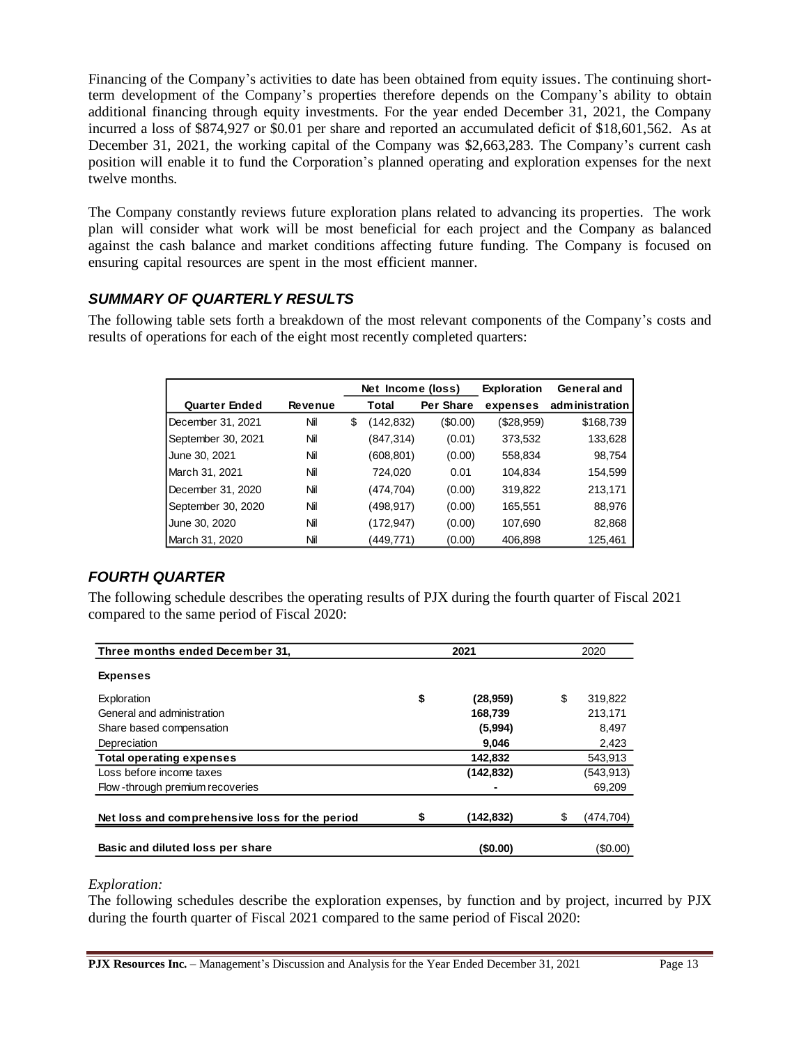Financing of the Company's activities to date has been obtained from equity issues. The continuing short-term development of the Company's properties therefore depends on the Company's ability to obtain additional financing through equity investments. For the year ended December 31, 2021, the Company incurred a loss of $874,927 or $0.01 per share and reported an accumulated deficit of $18,601,562. As at December 31, 2021, the working capital of the Company was $2,663,283. The Company's current cash position will enable it to fund the Corporation's planned operating and exploration expenses for the next twelve months.

The Company constantly reviews future exploration plans related to advancing its properties. The work plan will consider what work will be most beneficial for each project and the Company as balanced against the cash balance and market conditions affecting future funding. The Company is focused on ensuring capital resources are spent in the most efficient manner.

## *SUMMARY OF QUARTERLY RESULTS*

The following table sets forth a breakdown of the most relevant components of the Company's costs and results of operations for each of the eight most recently completed quarters:

| | | Net Income (loss) | | Exploration | General and |
|---|---|---|---|---|---|
| **Quarter Ended** | **Revenue** | **Total** | **Per Share** | **expenses** | **administration** |
| December 31, 2021 | Nil | $ (142,832) | ($0.00) | ($28,959) | $168,739 |
| September 30, 2021 | Nil | (847,314) | (0.01) | 373,532 | 133,628 |
| June 30, 2021 | Nil | (608,801) | (0.00) | 558,834 | 98,754 |
| March 31, 2021 | Nil | 724,020 | 0.01 | 104,834 | 154,599 |
| December 31, 2020 | Nil | (474,704) | (0.00) | 319,822 | 213,171 |
| September 30, 2020 | Nil | (498,917) | (0.00) | 165,551 | 88,976 |
| June 30, 2020 | Nil | (172,947) | (0.00) | 107,690 | 82,868 |
| March 31, 2020 | Nil | (449,771) | (0.00) | 406,898 | 125,461 |

## *FOURTH QUARTER*

The following schedule describes the operating results of PJX during the fourth quarter of Fiscal 2021 compared to the same period of Fiscal 2020:

| Three months ended December 31, | 2021 | 2020 |
|---|---|---|
| **Expenses** | | |
| Exploration | **$ (28,959)** | $ 319,822 |
| General and administration | **168,739** | 213,171 |
| Share based compensation | **(5,994)** | 8,497 |
| Depreciation | **9,046** | 2,423 |
| **Total operating expenses** | **142,832** | 543,913 |
| Loss before income taxes | **(142,832)** | (543,913) |
| Flow-through premium recoveries | **-** | 69,209 |
| **Net loss and comprehensive loss for the period** | **$ (142,832)** | $ (474,704) |
| **Basic and diluted loss per share** | **($0.00)** | ($0.00) |

*Exploration:*

The following schedules describe the exploration expenses, by function and by project, incurred by PJX during the fourth quarter of Fiscal 2021 compared to the same period of Fiscal 2020: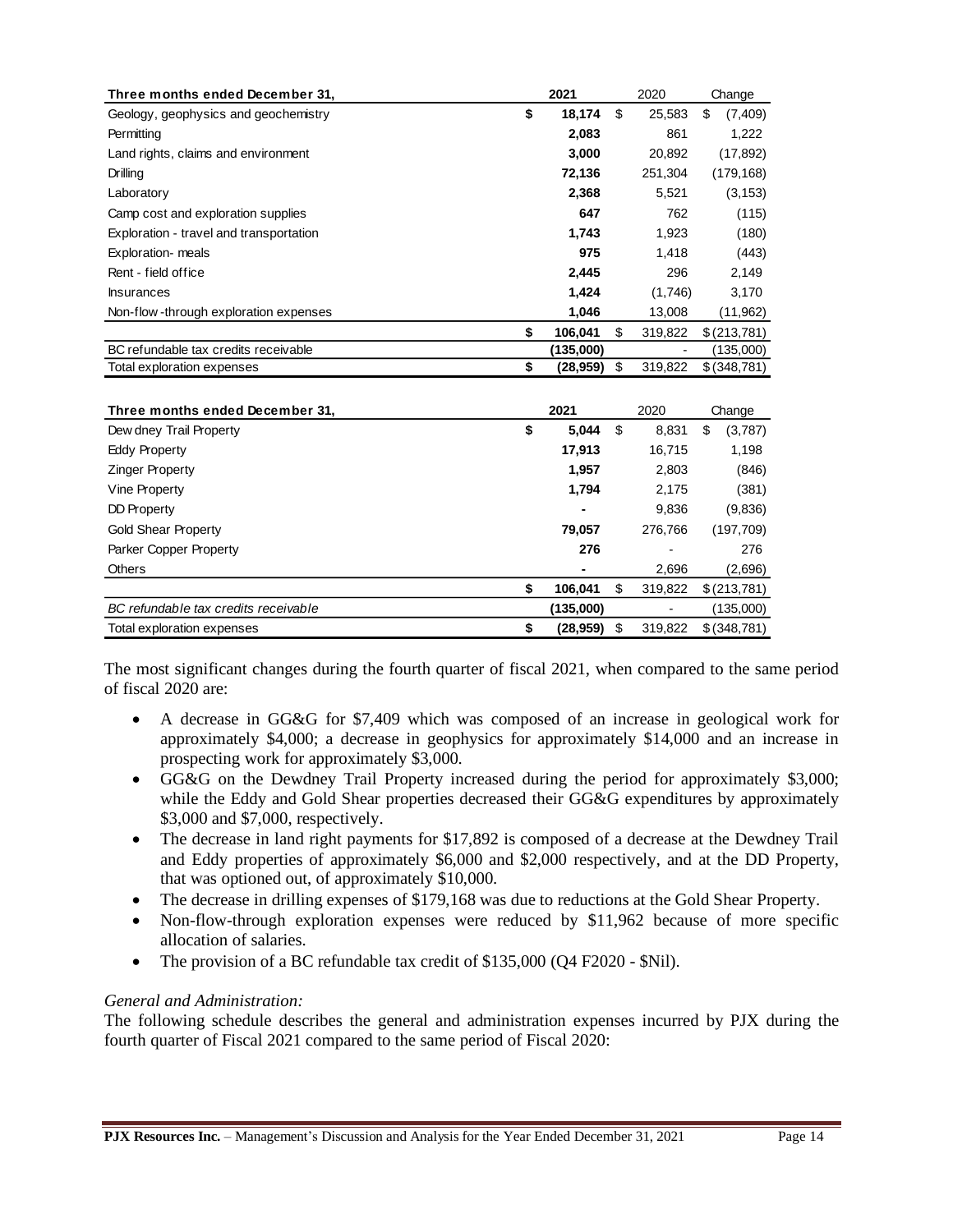| Three months ended December 31, | 2021 | 2020 | Change |
|---|---|---|---|
| Geology, geophysics and geochemistry | **$ 18,174** | $ 25,583 | $ (7,409) |
| Permitting | **2,083** | 861 | 1,222 |
| Land rights, claims and environment | **3,000** | 20,892 | (17,892) |
| Drilling | **72,136** | 251,304 | (179,168) |
| Laboratory | **2,368** | 5,521 | (3,153) |
| Camp cost and exploration supplies | **647** | 762 | (115) |
| Exploration - travel and transportation | **1,743** | 1,923 | (180) |
| Exploration- meals | **975** | 1,418 | (443) |
| Rent - field office | **2,445** | 296 | 2,149 |
| Insurances | **1,424** | (1,746) | 3,170 |
| Non-flow -through exploration expenses | **1,046** | 13,008 | (11,962) |
| | **$ 106,041** | $ 319,822 | $ (213,781) |
| BC refundable tax credits receivable | **(135,000)** | - | (135,000) |
| Total exploration expenses | **$ (28,959)** | $ 319,822 | $ (348,781) |

| Three months ended December 31, | 2021 | 2020 | Change |
|---|---|---|---|
| Dew dney Trail Property | **$ 5,044** | $ 8,831 | $ (3,787) |
| Eddy Property | **17,913** | 16,715 | 1,198 |
| Zinger Property | **1,957** | 2,803 | (846) |
| Vine Property | **1,794** | 2,175 | (381) |
| DD Property | **-** | 9,836 | (9,836) |
| Gold Shear Property | **79,057** | 276,766 | (197,709) |
| Parker Copper Property | **276** | - | 276 |
| Others | **-** | 2,696 | (2,696) |
| | **$ 106,041** | $ 319,822 | $ (213,781) |
| *BC refundable tax credits receivable* | **(135,000)** | - | (135,000) |
| Total exploration expenses | **$ (28,959)** | $ 319,822 | $ (348,781) |

The most significant changes during the fourth quarter of fiscal 2021, when compared to the same period of fiscal 2020 are:

- A decrease in GG&G for $7,409 which was composed of an increase in geological work for approximately $4,000; a decrease in geophysics for approximately $14,000 and an increase in prospecting work for approximately $3,000.
- GG&G on the Dewdney Trail Property increased during the period for approximately $3,000; while the Eddy and Gold Shear properties decreased their GG&G expenditures by approximately $3,000 and $7,000, respectively.
- The decrease in land right payments for $17,892 is composed of a decrease at the Dewdney Trail and Eddy properties of approximately $6,000 and $2,000 respectively, and at the DD Property, that was optioned out, of approximately $10,000.
- The decrease in drilling expenses of $179,168 was due to reductions at the Gold Shear Property.
- Non-flow-through exploration expenses were reduced by $11,962 because of more specific allocation of salaries.
- The provision of a BC refundable tax credit of $135,000 (Q4 F2020 - $Nil).

*General and Administration:*

The following schedule describes the general and administration expenses incurred by PJX during the fourth quarter of Fiscal 2021 compared to the same period of Fiscal 2020: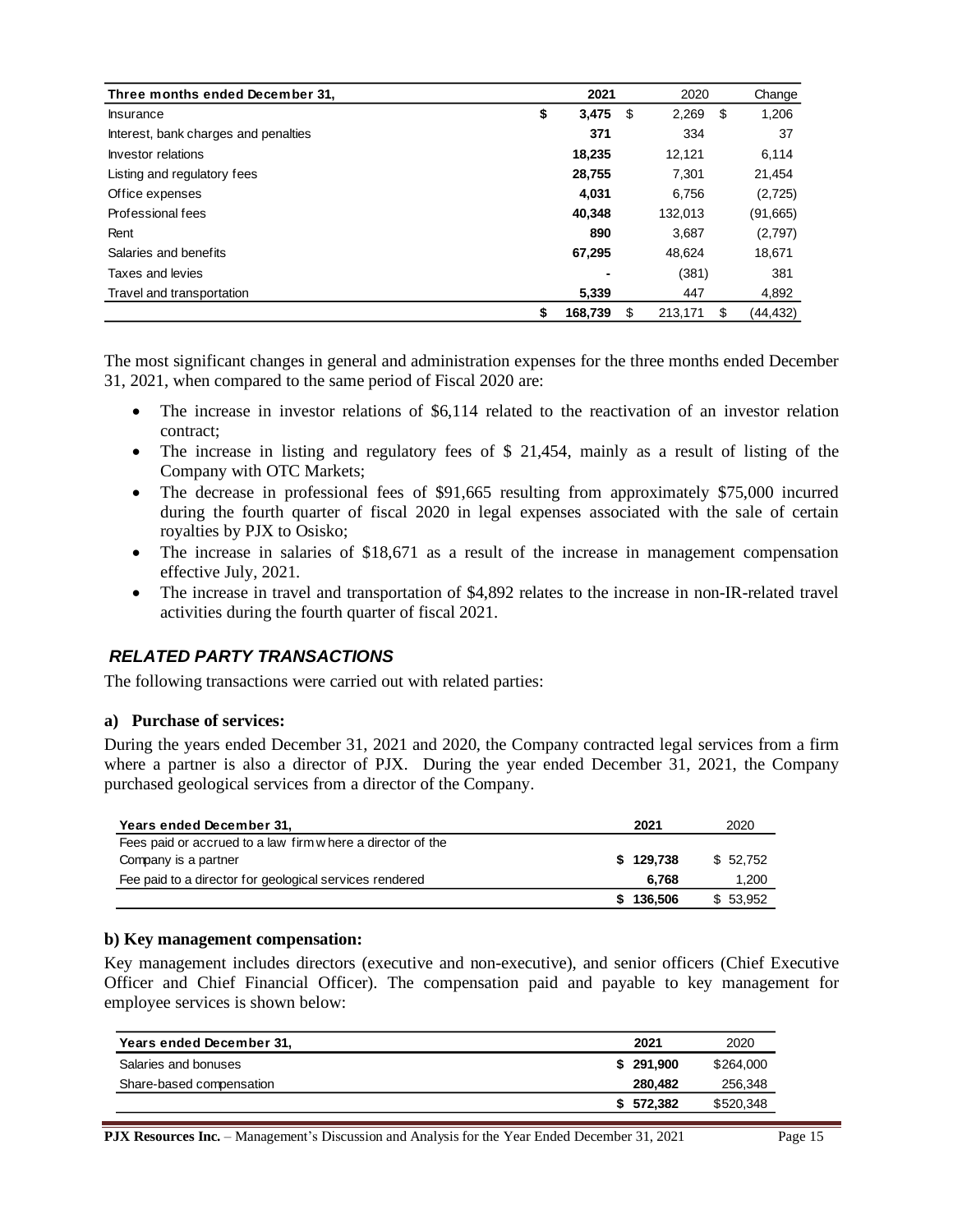| Three months ended December 31, | 2021 | 2020 | Change |
|---|---|---|---|
| Insurance | $ 3,475 | $ 2,269 | $ 1,206 |
| Interest, bank charges and penalties | 371 | 334 | 37 |
| Investor relations | 18,235 | 12,121 | 6,114 |
| Listing and regulatory fees | 28,755 | 7,301 | 21,454 |
| Office expenses | 4,031 | 6,756 | (2,725) |
| Professional fees | 40,348 | 132,013 | (91,665) |
| Rent | 890 | 3,687 | (2,797) |
| Salaries and benefits | 67,295 | 48,624 | 18,671 |
| Taxes and levies | - | (381) | 381 |
| Travel and transportation | 5,339 | 447 | 4,892 |
| | $ 168,739 | $ 213,171 | $ (44,432) |

The most significant changes in general and administration expenses for the three months ended December 31, 2021, when compared to the same period of Fiscal 2020 are:

- The increase in investor relations of $6,114 related to the reactivation of an investor relation contract;
- The increase in listing and regulatory fees of $ 21,454, mainly as a result of listing of the Company with OTC Markets;
- The decrease in professional fees of $91,665 resulting from approximately $75,000 incurred during the fourth quarter of fiscal 2020 in legal expenses associated with the sale of certain royalties by PJX to Osisko;
- The increase in salaries of $18,671 as a result of the increase in management compensation effective July, 2021.
- The increase in travel and transportation of $4,892 relates to the increase in non-IR-related travel activities during the fourth quarter of fiscal 2021.

## *RELATED PARTY TRANSACTIONS*

The following transactions were carried out with related parties:

### a) Purchase of services:

During the years ended December 31, 2021 and 2020, the Company contracted legal services from a firm where a partner is also a director of PJX. During the year ended December 31, 2021, the Company purchased geological services from a director of the Company.

| Years ended December 31, | 2021 | 2020 |
|---|---|---|
| Fees paid or accrued to a law firm where a director of the Company is a partner | $ 129,738 | $ 52,752 |
| Fee paid to a director for geological services rendered | 6,768 | 1,200 |
| | $ 136,506 | $ 53,952 |

### b) Key management compensation:

Key management includes directors (executive and non-executive), and senior officers (Chief Executive Officer and Chief Financial Officer). The compensation paid and payable to key management for employee services is shown below:

| Years ended December 31, | 2021 | 2020 |
|---|---|---|
| Salaries and bonuses | $ 291,900 | $264,000 |
| Share-based compensation | 280,482 | 256,348 |
| | $ 572,382 | $520,348 |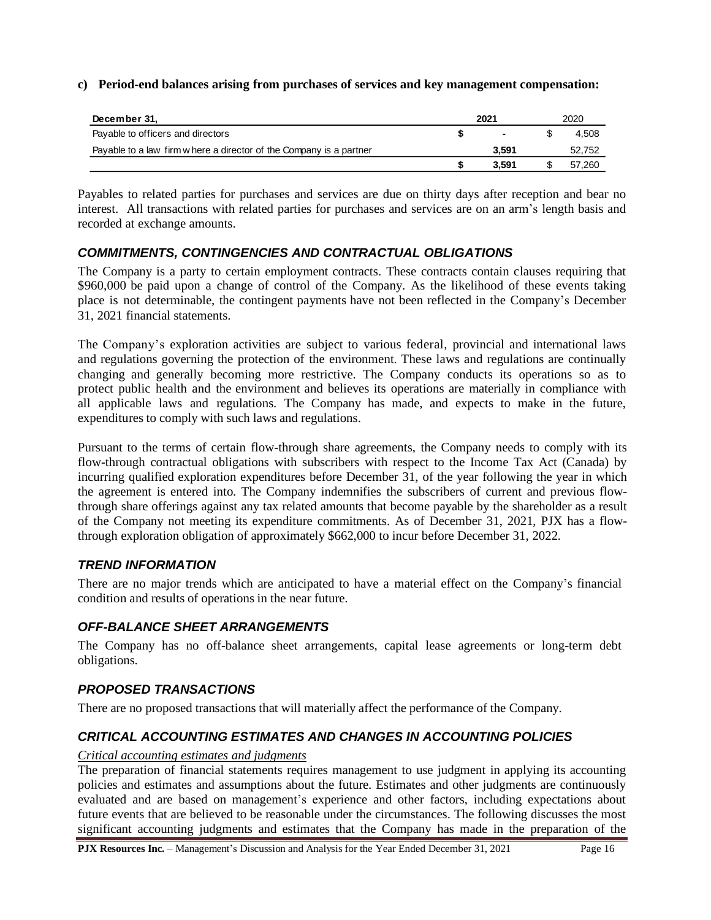**c) Period-end balances arising from purchases of services and key management compensation:**

| December 31, | 2021 | 2020 |
|---|---|---|
| Payable to officers and directors | $ - | $ 4,508 |
| Payable to a law firm where a director of the Company is a partner | 3,591 | 52,752 |
| | $ 3,591 | $ 57,260 |

Payables to related parties for purchases and services are due on thirty days after reception and bear no interest. All transactions with related parties for purchases and services are on an arm's length basis and recorded at exchange amounts.

## *COMMITMENTS, CONTINGENCIES AND CONTRACTUAL OBLIGATIONS*

The Company is a party to certain employment contracts. These contracts contain clauses requiring that \$960,000 be paid upon a change of control of the Company. As the likelihood of these events taking place is not determinable, the contingent payments have not been reflected in the Company's December 31, 2021 financial statements.

The Company's exploration activities are subject to various federal, provincial and international laws and regulations governing the protection of the environment. These laws and regulations are continually changing and generally becoming more restrictive. The Company conducts its operations so as to protect public health and the environment and believes its operations are materially in compliance with all applicable laws and regulations. The Company has made, and expects to make in the future, expenditures to comply with such laws and regulations.

Pursuant to the terms of certain flow-through share agreements, the Company needs to comply with its flow-through contractual obligations with subscribers with respect to the Income Tax Act (Canada) by incurring qualified exploration expenditures before December 31, of the year following the year in which the agreement is entered into. The Company indemnifies the subscribers of current and previous flow-through share offerings against any tax related amounts that become payable by the shareholder as a result of the Company not meeting its expenditure commitments. As of December 31, 2021, PJX has a flow-through exploration obligation of approximately \$662,000 to incur before December 31, 2022.

## *TREND INFORMATION*

There are no major trends which are anticipated to have a material effect on the Company's financial condition and results of operations in the near future.

## *OFF-BALANCE SHEET ARRANGEMENTS*

The Company has no off-balance sheet arrangements, capital lease agreements or long-term debt obligations.

## *PROPOSED TRANSACTIONS*

There are no proposed transactions that will materially affect the performance of the Company.

## *CRITICAL ACCOUNTING ESTIMATES AND CHANGES IN ACCOUNTING POLICIES*

*Critical accounting estimates and judgments*

The preparation of financial statements requires management to use judgment in applying its accounting policies and estimates and assumptions about the future. Estimates and other judgments are continuously evaluated and are based on management's experience and other factors, including expectations about future events that are believed to be reasonable under the circumstances. The following discusses the most significant accounting judgments and estimates that the Company has made in the preparation of the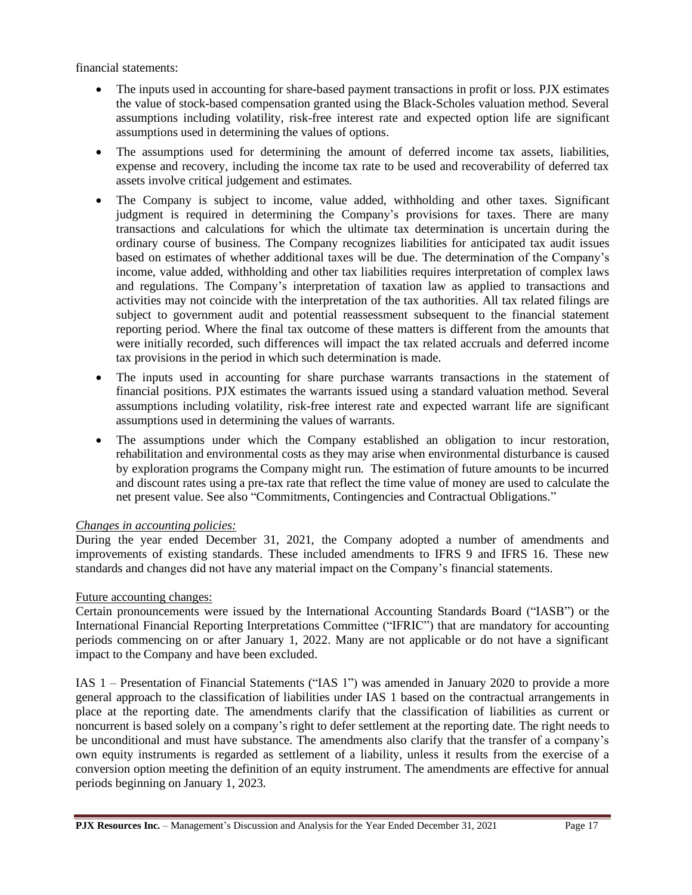financial statements:

- The inputs used in accounting for share-based payment transactions in profit or loss. PJX estimates the value of stock-based compensation granted using the Black-Scholes valuation method. Several assumptions including volatility, risk-free interest rate and expected option life are significant assumptions used in determining the values of options.
- The assumptions used for determining the amount of deferred income tax assets, liabilities, expense and recovery, including the income tax rate to be used and recoverability of deferred tax assets involve critical judgement and estimates.
- The Company is subject to income, value added, withholding and other taxes. Significant judgment is required in determining the Company's provisions for taxes. There are many transactions and calculations for which the ultimate tax determination is uncertain during the ordinary course of business. The Company recognizes liabilities for anticipated tax audit issues based on estimates of whether additional taxes will be due. The determination of the Company's income, value added, withholding and other tax liabilities requires interpretation of complex laws and regulations. The Company's interpretation of taxation law as applied to transactions and activities may not coincide with the interpretation of the tax authorities. All tax related filings are subject to government audit and potential reassessment subsequent to the financial statement reporting period. Where the final tax outcome of these matters is different from the amounts that were initially recorded, such differences will impact the tax related accruals and deferred income tax provisions in the period in which such determination is made.
- The inputs used in accounting for share purchase warrants transactions in the statement of financial positions. PJX estimates the warrants issued using a standard valuation method. Several assumptions including volatility, risk-free interest rate and expected warrant life are significant assumptions used in determining the values of warrants.
- The assumptions under which the Company established an obligation to incur restoration, rehabilitation and environmental costs as they may arise when environmental disturbance is caused by exploration programs the Company might run. The estimation of future amounts to be incurred and discount rates using a pre-tax rate that reflect the time value of money are used to calculate the net present value. See also "Commitments, Contingencies and Contractual Obligations."

*Changes in accounting policies:*
During the year ended December 31, 2021, the Company adopted a number of amendments and improvements of existing standards. These included amendments to IFRS 9 and IFRS 16. These new standards and changes did not have any material impact on the Company's financial statements.

Future accounting changes:
Certain pronouncements were issued by the International Accounting Standards Board ("IASB") or the International Financial Reporting Interpretations Committee ("IFRIC") that are mandatory for accounting periods commencing on or after January 1, 2022. Many are not applicable or do not have a significant impact to the Company and have been excluded.

IAS 1 – Presentation of Financial Statements ("IAS 1") was amended in January 2020 to provide a more general approach to the classification of liabilities under IAS 1 based on the contractual arrangements in place at the reporting date. The amendments clarify that the classification of liabilities as current or noncurrent is based solely on a company's right to defer settlement at the reporting date. The right needs to be unconditional and must have substance. The amendments also clarify that the transfer of a company's own equity instruments is regarded as settlement of a liability, unless it results from the exercise of a conversion option meeting the definition of an equity instrument. The amendments are effective for annual periods beginning on January 1, 2023.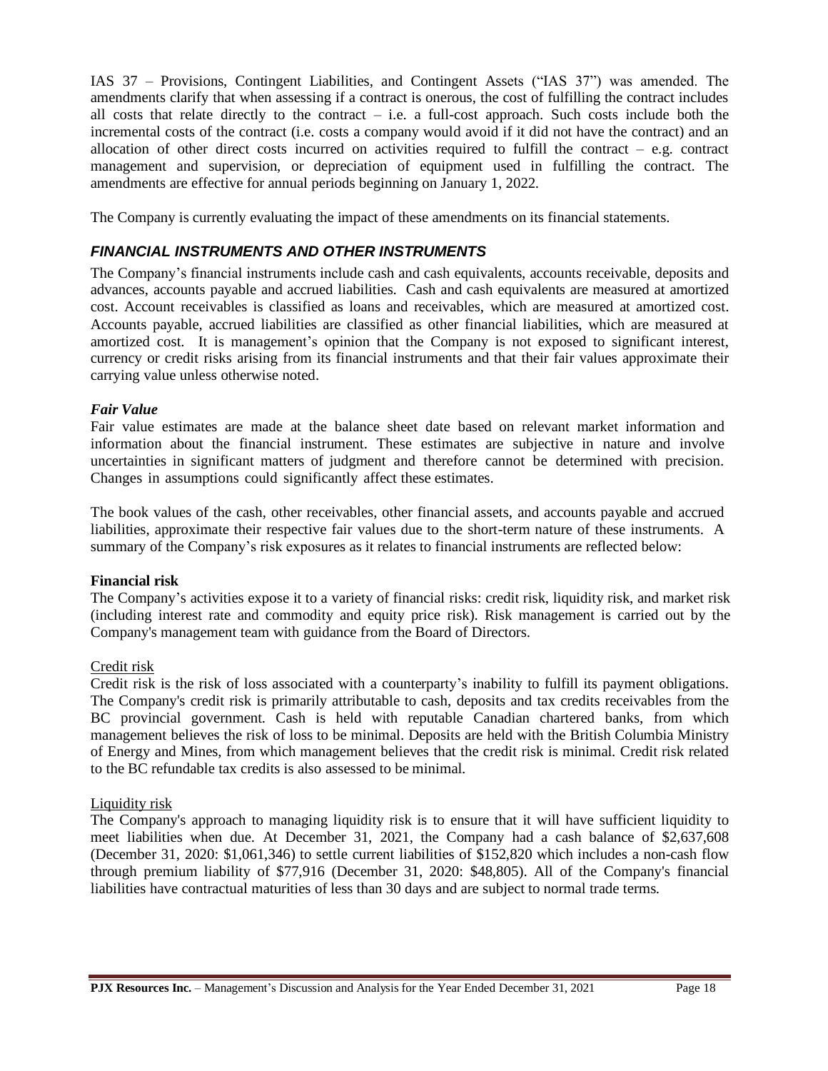IAS 37 – Provisions, Contingent Liabilities, and Contingent Assets ("IAS 37") was amended. The amendments clarify that when assessing if a contract is onerous, the cost of fulfilling the contract includes all costs that relate directly to the contract – i.e. a full-cost approach. Such costs include both the incremental costs of the contract (i.e. costs a company would avoid if it did not have the contract) and an allocation of other direct costs incurred on activities required to fulfill the contract – e.g. contract management and supervision, or depreciation of equipment used in fulfilling the contract. The amendments are effective for annual periods beginning on January 1, 2022.

The Company is currently evaluating the impact of these amendments on its financial statements.

## *FINANCIAL INSTRUMENTS AND OTHER INSTRUMENTS*

The Company's financial instruments include cash and cash equivalents, accounts receivable, deposits and advances, accounts payable and accrued liabilities. Cash and cash equivalents are measured at amortized cost. Account receivables is classified as loans and receivables, which are measured at amortized cost. Accounts payable, accrued liabilities are classified as other financial liabilities, which are measured at amortized cost. It is management's opinion that the Company is not exposed to significant interest, currency or credit risks arising from its financial instruments and that their fair values approximate their carrying value unless otherwise noted.

### *Fair Value*

Fair value estimates are made at the balance sheet date based on relevant market information and information about the financial instrument. These estimates are subjective in nature and involve uncertainties in significant matters of judgment and therefore cannot be determined with precision. Changes in assumptions could significantly affect these estimates.

The book values of the cash, other receivables, other financial assets, and accounts payable and accrued liabilities, approximate their respective fair values due to the short-term nature of these instruments. A summary of the Company's risk exposures as it relates to financial instruments are reflected below:

### **Financial risk**

The Company's activities expose it to a variety of financial risks: credit risk, liquidity risk, and market risk (including interest rate and commodity and equity price risk). Risk management is carried out by the Company's management team with guidance from the Board of Directors.

#### Credit risk

Credit risk is the risk of loss associated with a counterparty's inability to fulfill its payment obligations. The Company's credit risk is primarily attributable to cash, deposits and tax credits receivables from the BC provincial government. Cash is held with reputable Canadian chartered banks, from which management believes the risk of loss to be minimal. Deposits are held with the British Columbia Ministry of Energy and Mines, from which management believes that the credit risk is minimal. Credit risk related to the BC refundable tax credits is also assessed to be minimal.

#### Liquidity risk

The Company's approach to managing liquidity risk is to ensure that it will have sufficient liquidity to meet liabilities when due. At December 31, 2021, the Company had a cash balance of $2,637,608 (December 31, 2020: $1,061,346) to settle current liabilities of $152,820 which includes a non-cash flow through premium liability of $77,916 (December 31, 2020: $48,805). All of the Company's financial liabilities have contractual maturities of less than 30 days and are subject to normal trade terms.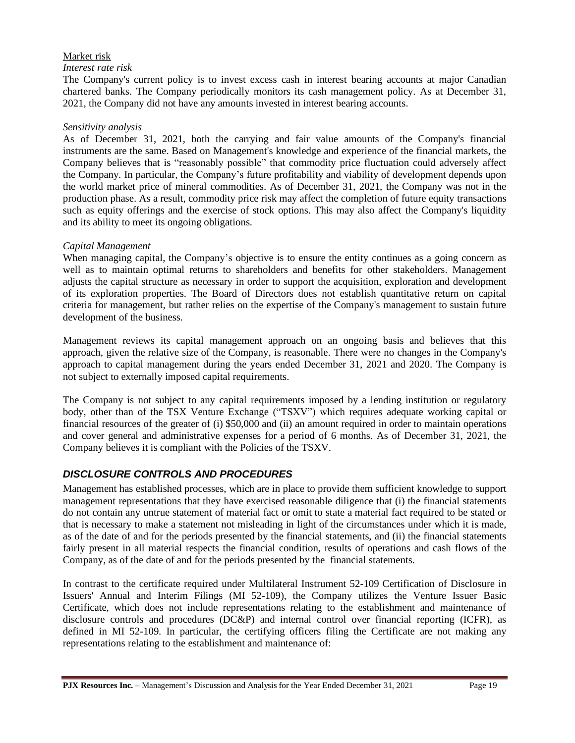Market risk

*Interest rate risk*

The Company's current policy is to invest excess cash in interest bearing accounts at major Canadian chartered banks. The Company periodically monitors its cash management policy. As at December 31, 2021, the Company did not have any amounts invested in interest bearing accounts.

*Sensitivity analysis*

As of December 31, 2021, both the carrying and fair value amounts of the Company's financial instruments are the same. Based on Management's knowledge and experience of the financial markets, the Company believes that is "reasonably possible" that commodity price fluctuation could adversely affect the Company. In particular, the Company's future profitability and viability of development depends upon the world market price of mineral commodities. As of December 31, 2021, the Company was not in the production phase. As a result, commodity price risk may affect the completion of future equity transactions such as equity offerings and the exercise of stock options. This may also affect the Company's liquidity and its ability to meet its ongoing obligations.

*Capital Management*

When managing capital, the Company's objective is to ensure the entity continues as a going concern as well as to maintain optimal returns to shareholders and benefits for other stakeholders. Management adjusts the capital structure as necessary in order to support the acquisition, exploration and development of its exploration properties. The Board of Directors does not establish quantitative return on capital criteria for management, but rather relies on the expertise of the Company's management to sustain future development of the business.

Management reviews its capital management approach on an ongoing basis and believes that this approach, given the relative size of the Company, is reasonable. There were no changes in the Company's approach to capital management during the years ended December 31, 2021 and 2020. The Company is not subject to externally imposed capital requirements.

The Company is not subject to any capital requirements imposed by a lending institution or regulatory body, other than of the TSX Venture Exchange ("TSXV") which requires adequate working capital or financial resources of the greater of (i) $50,000 and (ii) an amount required in order to maintain operations and cover general and administrative expenses for a period of 6 months. As of December 31, 2021, the Company believes it is compliant with the Policies of the TSXV.

## *DISCLOSURE CONTROLS AND PROCEDURES*

Management has established processes, which are in place to provide them sufficient knowledge to support management representations that they have exercised reasonable diligence that (i) the financial statements do not contain any untrue statement of material fact or omit to state a material fact required to be stated or that is necessary to make a statement not misleading in light of the circumstances under which it is made, as of the date of and for the periods presented by the financial statements, and (ii) the financial statements fairly present in all material respects the financial condition, results of operations and cash flows of the Company, as of the date of and for the periods presented by the financial statements.

In contrast to the certificate required under Multilateral Instrument 52-109 Certification of Disclosure in Issuers' Annual and Interim Filings (MI 52-109), the Company utilizes the Venture Issuer Basic Certificate, which does not include representations relating to the establishment and maintenance of disclosure controls and procedures (DC&P) and internal control over financial reporting (ICFR), as defined in MI 52-109. In particular, the certifying officers filing the Certificate are not making any representations relating to the establishment and maintenance of: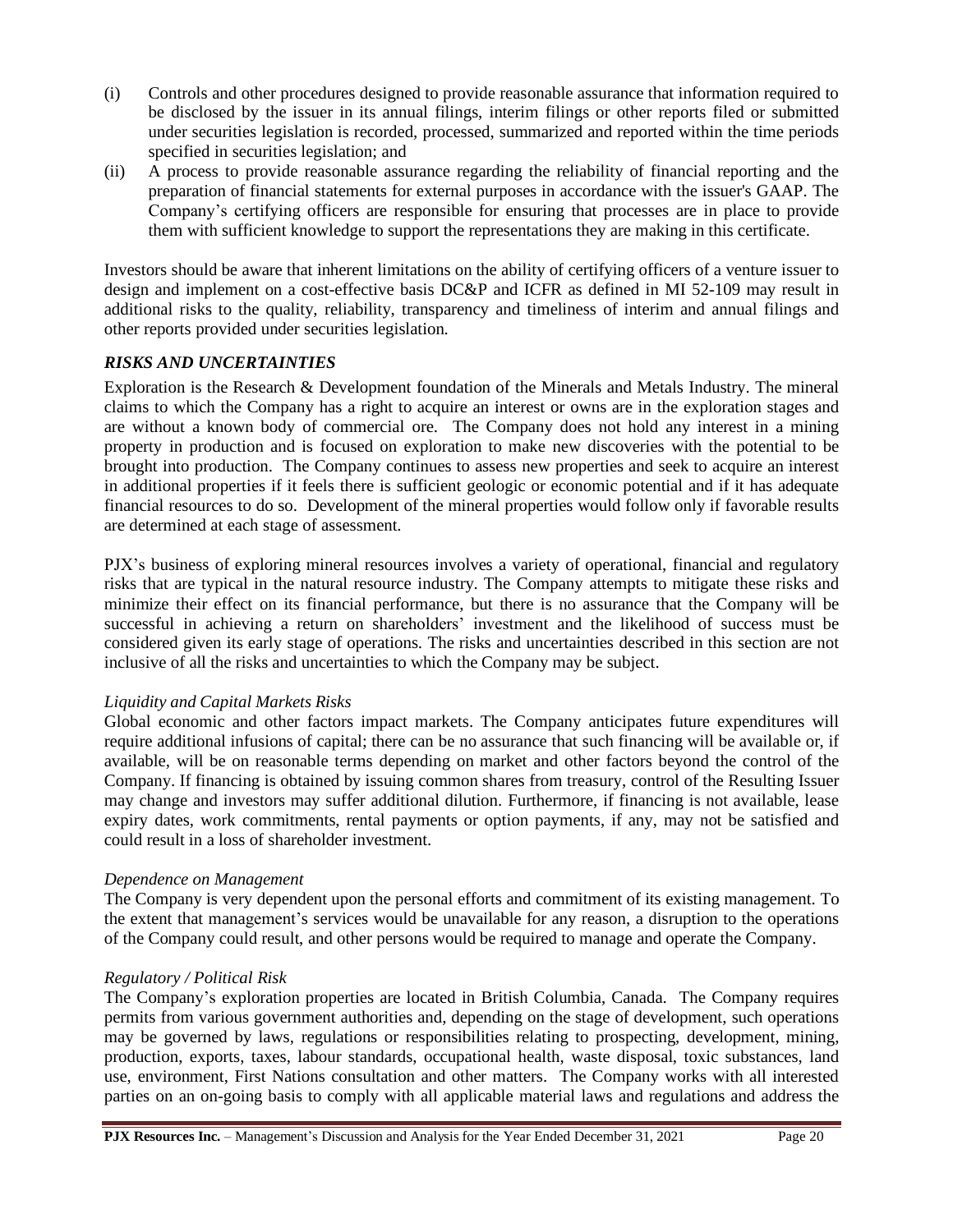(i) Controls and other procedures designed to provide reasonable assurance that information required to be disclosed by the issuer in its annual filings, interim filings or other reports filed or submitted under securities legislation is recorded, processed, summarized and reported within the time periods specified in securities legislation; and

(ii) A process to provide reasonable assurance regarding the reliability of financial reporting and the preparation of financial statements for external purposes in accordance with the issuer's GAAP. The Company's certifying officers are responsible for ensuring that processes are in place to provide them with sufficient knowledge to support the representations they are making in this certificate.

Investors should be aware that inherent limitations on the ability of certifying officers of a venture issuer to design and implement on a cost-effective basis DC&P and ICFR as defined in MI 52-109 may result in additional risks to the quality, reliability, transparency and timeliness of interim and annual filings and other reports provided under securities legislation.

## *RISKS AND UNCERTAINTIES*

Exploration is the Research & Development foundation of the Minerals and Metals Industry. The mineral claims to which the Company has a right to acquire an interest or owns are in the exploration stages and are without a known body of commercial ore. The Company does not hold any interest in a mining property in production and is focused on exploration to make new discoveries with the potential to be brought into production. The Company continues to assess new properties and seek to acquire an interest in additional properties if it feels there is sufficient geologic or economic potential and if it has adequate financial resources to do so. Development of the mineral properties would follow only if favorable results are determined at each stage of assessment.

PJX's business of exploring mineral resources involves a variety of operational, financial and regulatory risks that are typical in the natural resource industry. The Company attempts to mitigate these risks and minimize their effect on its financial performance, but there is no assurance that the Company will be successful in achieving a return on shareholders' investment and the likelihood of success must be considered given its early stage of operations. The risks and uncertainties described in this section are not inclusive of all the risks and uncertainties to which the Company may be subject.

### *Liquidity and Capital Markets Risks*

Global economic and other factors impact markets. The Company anticipates future expenditures will require additional infusions of capital; there can be no assurance that such financing will be available or, if available, will be on reasonable terms depending on market and other factors beyond the control of the Company. If financing is obtained by issuing common shares from treasury, control of the Resulting Issuer may change and investors may suffer additional dilution. Furthermore, if financing is not available, lease expiry dates, work commitments, rental payments or option payments, if any, may not be satisfied and could result in a loss of shareholder investment.

### *Dependence on Management*

The Company is very dependent upon the personal efforts and commitment of its existing management. To the extent that management's services would be unavailable for any reason, a disruption to the operations of the Company could result, and other persons would be required to manage and operate the Company.

### *Regulatory / Political Risk*

The Company's exploration properties are located in British Columbia, Canada. The Company requires permits from various government authorities and, depending on the stage of development, such operations may be governed by laws, regulations or responsibilities relating to prospecting, development, mining, production, exports, taxes, labour standards, occupational health, waste disposal, toxic substances, land use, environment, First Nations consultation and other matters. The Company works with all interested parties on an on-going basis to comply with all applicable material laws and regulations and address the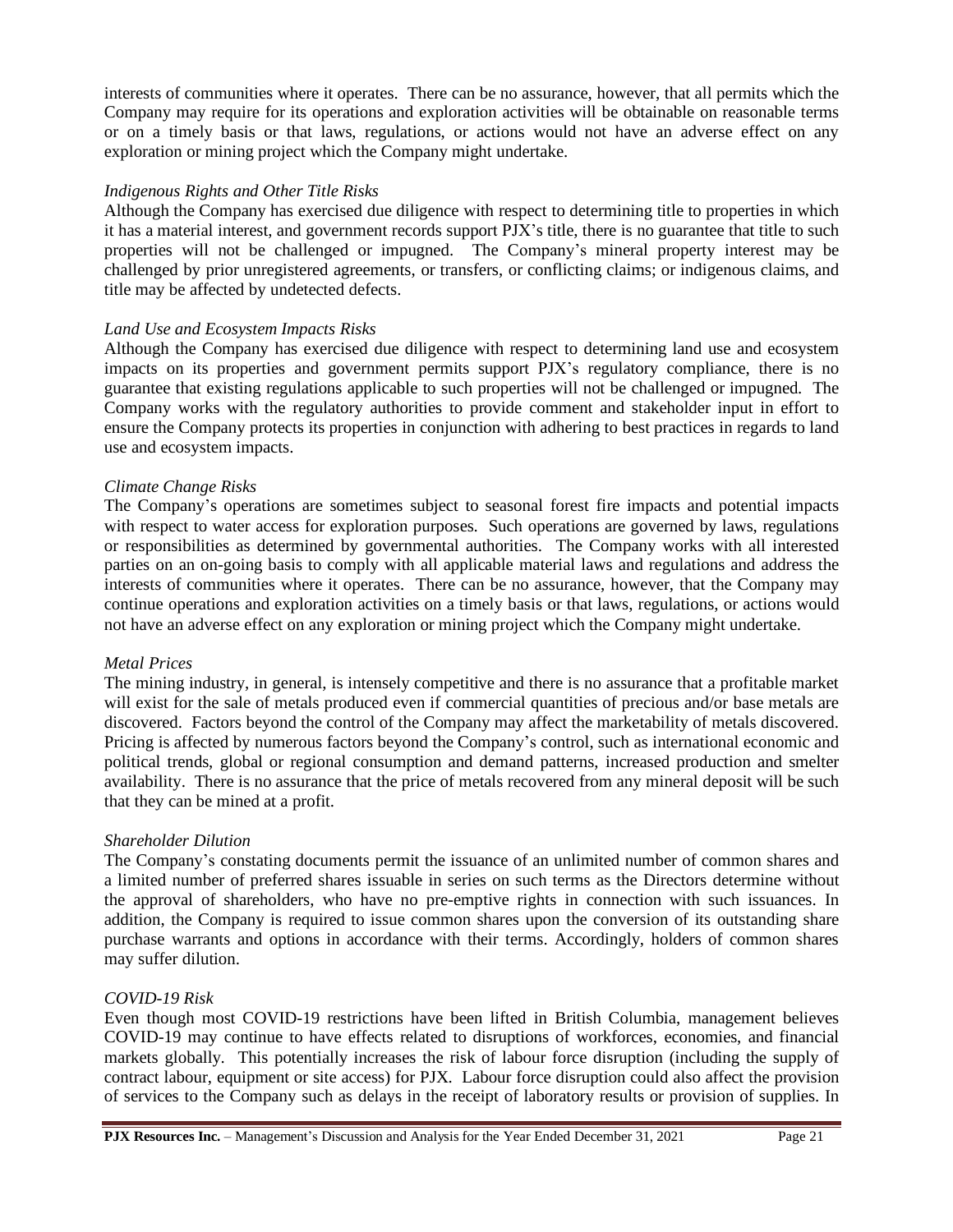interests of communities where it operates. There can be no assurance, however, that all permits which the Company may require for its operations and exploration activities will be obtainable on reasonable terms or on a timely basis or that laws, regulations, or actions would not have an adverse effect on any exploration or mining project which the Company might undertake.

*Indigenous Rights and Other Title Risks*

Although the Company has exercised due diligence with respect to determining title to properties in which it has a material interest, and government records support PJX's title, there is no guarantee that title to such properties will not be challenged or impugned. The Company's mineral property interest may be challenged by prior unregistered agreements, or transfers, or conflicting claims; or indigenous claims, and title may be affected by undetected defects.

*Land Use and Ecosystem Impacts Risks*

Although the Company has exercised due diligence with respect to determining land use and ecosystem impacts on its properties and government permits support PJX's regulatory compliance, there is no guarantee that existing regulations applicable to such properties will not be challenged or impugned. The Company works with the regulatory authorities to provide comment and stakeholder input in effort to ensure the Company protects its properties in conjunction with adhering to best practices in regards to land use and ecosystem impacts.

*Climate Change Risks*

The Company's operations are sometimes subject to seasonal forest fire impacts and potential impacts with respect to water access for exploration purposes. Such operations are governed by laws, regulations or responsibilities as determined by governmental authorities. The Company works with all interested parties on an on-going basis to comply with all applicable material laws and regulations and address the interests of communities where it operates. There can be no assurance, however, that the Company may continue operations and exploration activities on a timely basis or that laws, regulations, or actions would not have an adverse effect on any exploration or mining project which the Company might undertake.

*Metal Prices*

The mining industry, in general, is intensely competitive and there is no assurance that a profitable market will exist for the sale of metals produced even if commercial quantities of precious and/or base metals are discovered. Factors beyond the control of the Company may affect the marketability of metals discovered. Pricing is affected by numerous factors beyond the Company's control, such as international economic and political trends, global or regional consumption and demand patterns, increased production and smelter availability. There is no assurance that the price of metals recovered from any mineral deposit will be such that they can be mined at a profit.

*Shareholder Dilution*

The Company's constating documents permit the issuance of an unlimited number of common shares and a limited number of preferred shares issuable in series on such terms as the Directors determine without the approval of shareholders, who have no pre-emptive rights in connection with such issuances. In addition, the Company is required to issue common shares upon the conversion of its outstanding share purchase warrants and options in accordance with their terms. Accordingly, holders of common shares may suffer dilution.

*COVID-19 Risk*

Even though most COVID-19 restrictions have been lifted in British Columbia, management believes COVID-19 may continue to have effects related to disruptions of workforces, economies, and financial markets globally. This potentially increases the risk of labour force disruption (including the supply of contract labour, equipment or site access) for PJX. Labour force disruption could also affect the provision of services to the Company such as delays in the receipt of laboratory results or provision of supplies. In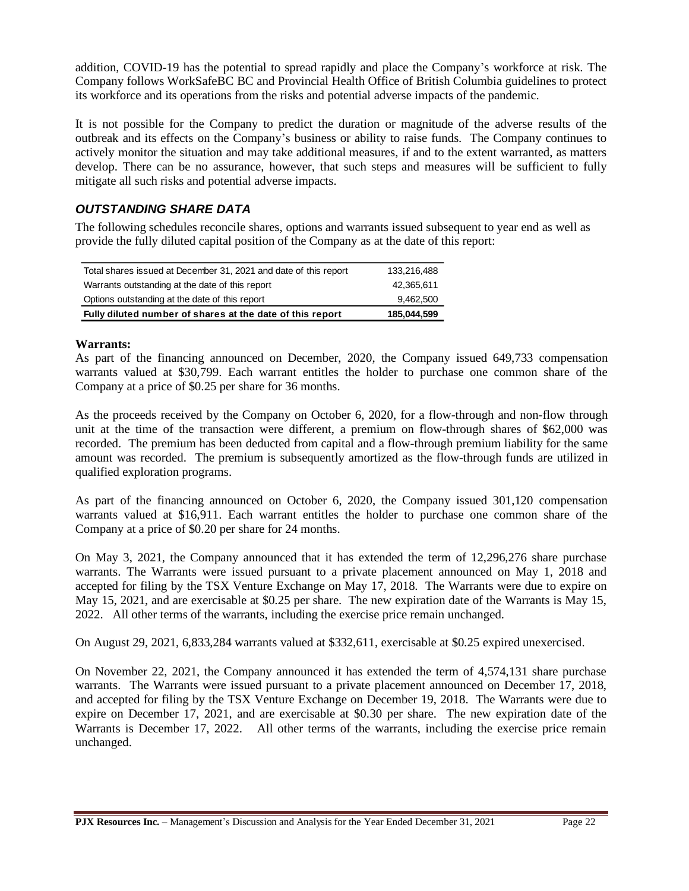addition, COVID-19 has the potential to spread rapidly and place the Company's workforce at risk. The Company follows WorkSafeBC BC and Provincial Health Office of British Columbia guidelines to protect its workforce and its operations from the risks and potential adverse impacts of the pandemic.

It is not possible for the Company to predict the duration or magnitude of the adverse results of the outbreak and its effects on the Company's business or ability to raise funds. The Company continues to actively monitor the situation and may take additional measures, if and to the extent warranted, as matters develop. There can be no assurance, however, that such steps and measures will be sufficient to fully mitigate all such risks and potential adverse impacts.

## *OUTSTANDING SHARE DATA*

The following schedules reconcile shares, options and warrants issued subsequent to year end as well as provide the fully diluted capital position of the Company as at the date of this report:

| | |
|---|---|
| Total shares issued at December 31, 2021 and date of this report | 133,216,488 |
| Warrants outstanding at the date of this report | 42,365,611 |
| Options outstanding at the date of this report | 9,462,500 |
| **Fully diluted number of shares at the date of this report** | **185,044,599** |

**Warrants:**

As part of the financing announced on December, 2020, the Company issued 649,733 compensation warrants valued at $30,799. Each warrant entitles the holder to purchase one common share of the Company at a price of $0.25 per share for 36 months.

As the proceeds received by the Company on October 6, 2020, for a flow-through and non-flow through unit at the time of the transaction were different, a premium on flow-through shares of $62,000 was recorded. The premium has been deducted from capital and a flow-through premium liability for the same amount was recorded. The premium is subsequently amortized as the flow-through funds are utilized in qualified exploration programs.

As part of the financing announced on October 6, 2020, the Company issued 301,120 compensation warrants valued at $16,911. Each warrant entitles the holder to purchase one common share of the Company at a price of $0.20 per share for 24 months.

On May 3, 2021, the Company announced that it has extended the term of 12,296,276 share purchase warrants. The Warrants were issued pursuant to a private placement announced on May 1, 2018 and accepted for filing by the TSX Venture Exchange on May 17, 2018. The Warrants were due to expire on May 15, 2021, and are exercisable at $0.25 per share. The new expiration date of the Warrants is May 15, 2022. All other terms of the warrants, including the exercise price remain unchanged.

On August 29, 2021, 6,833,284 warrants valued at $332,611, exercisable at $0.25 expired unexercised.

On November 22, 2021, the Company announced it has extended the term of 4,574,131 share purchase warrants. The Warrants were issued pursuant to a private placement announced on December 17, 2018, and accepted for filing by the TSX Venture Exchange on December 19, 2018. The Warrants were due to expire on December 17, 2021, and are exercisable at $0.30 per share. The new expiration date of the Warrants is December 17, 2022. All other terms of the warrants, including the exercise price remain unchanged.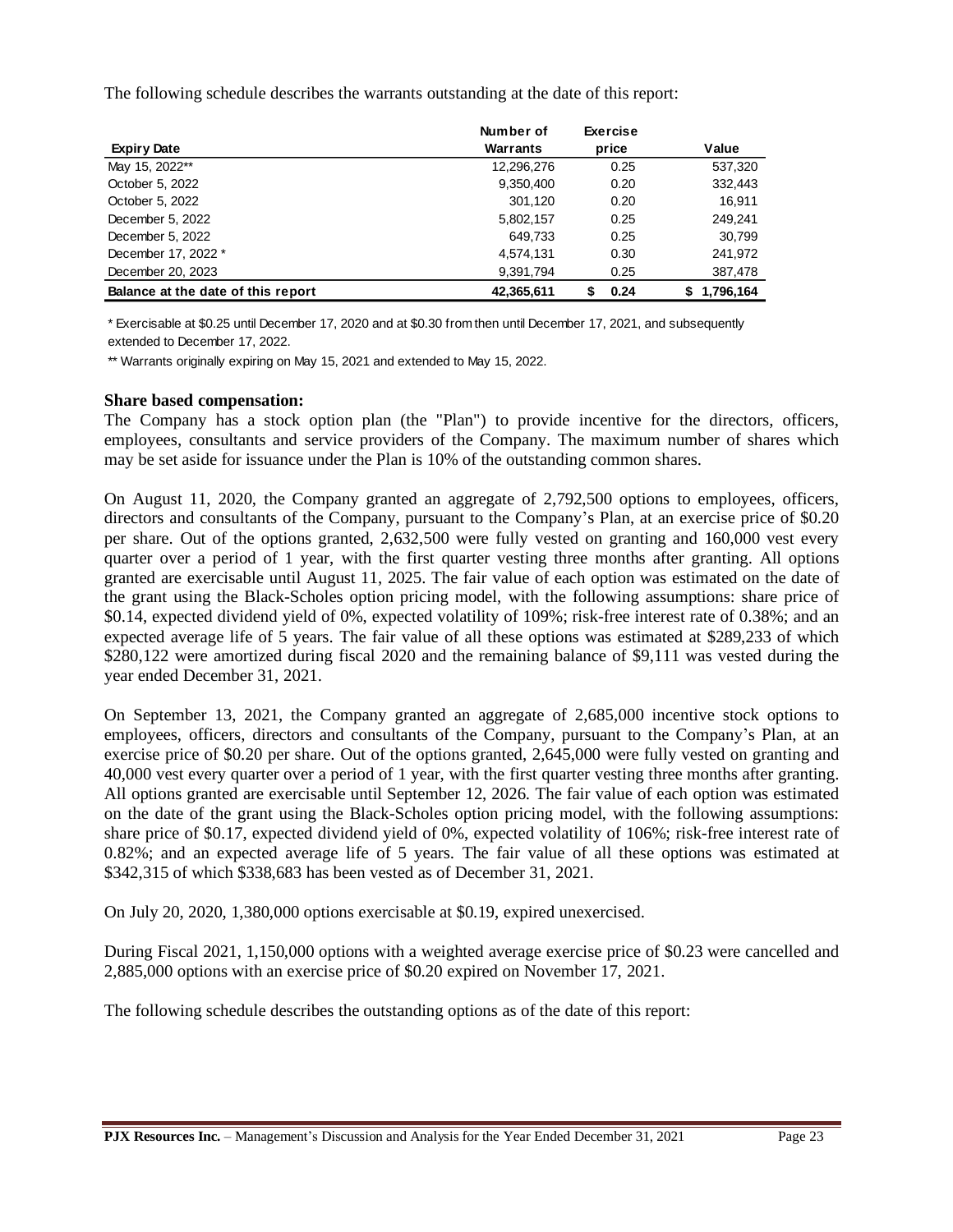The following schedule describes the warrants outstanding at the date of this report:

| Expiry Date | Number of Warrants | Exercise price | Value |
|---|---|---|---|
| May 15, 2022** | 12,296,276 | 0.25 | 537,320 |
| October 5, 2022 | 9,350,400 | 0.20 | 332,443 |
| October 5, 2022 | 301,120 | 0.20 | 16,911 |
| December 5, 2022 | 5,802,157 | 0.25 | 249,241 |
| December 5, 2022 | 649,733 | 0.25 | 30,799 |
| December 17, 2022 * | 4,574,131 | 0.30 | 241,972 |
| December 20, 2023 | 9,391,794 | 0.25 | 387,478 |
| **Balance at the date of this report** | **42,365,611** | **$ 0.24** | **$ 1,796,164** |

* Exercisable at $0.25 until December 17, 2020 and at $0.30 from then until December 17, 2021, and subsequently extended to December 17, 2022.

** Warrants originally expiring on May 15, 2021 and extended to May 15, 2022.

**Share based compensation:**

The Company has a stock option plan (the "Plan") to provide incentive for the directors, officers, employees, consultants and service providers of the Company. The maximum number of shares which may be set aside for issuance under the Plan is 10% of the outstanding common shares.

On August 11, 2020, the Company granted an aggregate of 2,792,500 options to employees, officers, directors and consultants of the Company, pursuant to the Company's Plan, at an exercise price of $0.20 per share. Out of the options granted, 2,632,500 were fully vested on granting and 160,000 vest every quarter over a period of 1 year, with the first quarter vesting three months after granting. All options granted are exercisable until August 11, 2025. The fair value of each option was estimated on the date of the grant using the Black-Scholes option pricing model, with the following assumptions: share price of $0.14, expected dividend yield of 0%, expected volatility of 109%; risk-free interest rate of 0.38%; and an expected average life of 5 years. The fair value of all these options was estimated at $289,233 of which $280,122 were amortized during fiscal 2020 and the remaining balance of $9,111 was vested during the year ended December 31, 2021.

On September 13, 2021, the Company granted an aggregate of 2,685,000 incentive stock options to employees, officers, directors and consultants of the Company, pursuant to the Company's Plan, at an exercise price of $0.20 per share. Out of the options granted, 2,645,000 were fully vested on granting and 40,000 vest every quarter over a period of 1 year, with the first quarter vesting three months after granting. All options granted are exercisable until September 12, 2026. The fair value of each option was estimated on the date of the grant using the Black-Scholes option pricing model, with the following assumptions: share price of $0.17, expected dividend yield of 0%, expected volatility of 106%; risk-free interest rate of 0.82%; and an expected average life of 5 years. The fair value of all these options was estimated at $342,315 of which $338,683 has been vested as of December 31, 2021.

On July 20, 2020, 1,380,000 options exercisable at $0.19, expired unexercised.

During Fiscal 2021, 1,150,000 options with a weighted average exercise price of $0.23 were cancelled and 2,885,000 options with an exercise price of $0.20 expired on November 17, 2021.

The following schedule describes the outstanding options as of the date of this report: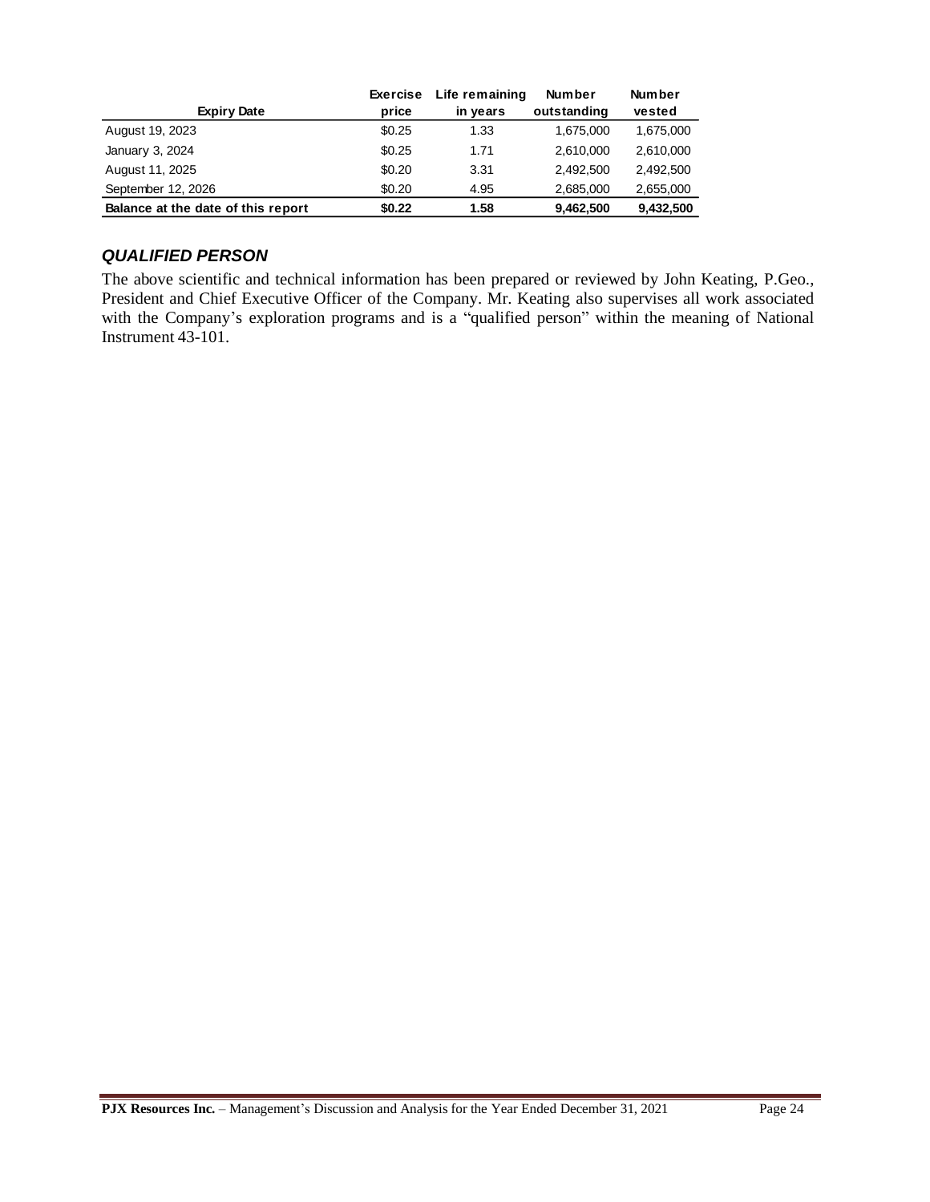| Expiry Date | Exercise price | Life remaining in years | Number outstanding | Number vested |
|---|---|---|---|---|
| August 19, 2023 | $0.25 | 1.33 | 1,675,000 | 1,675,000 |
| January 3, 2024 | $0.25 | 1.71 | 2,610,000 | 2,610,000 |
| August 11, 2025 | $0.20 | 3.31 | 2,492,500 | 2,492,500 |
| September 12, 2026 | $0.20 | 4.95 | 2,685,000 | 2,655,000 |
| **Balance at the date of this report** | **$0.22** | **1.58** | **9,462,500** | **9,432,500** |

## *QUALIFIED PERSON*

The above scientific and technical information has been prepared or reviewed by John Keating, P.Geo., President and Chief Executive Officer of the Company. Mr. Keating also supervises all work associated with the Company's exploration programs and is a "qualified person" within the meaning of National Instrument 43-101.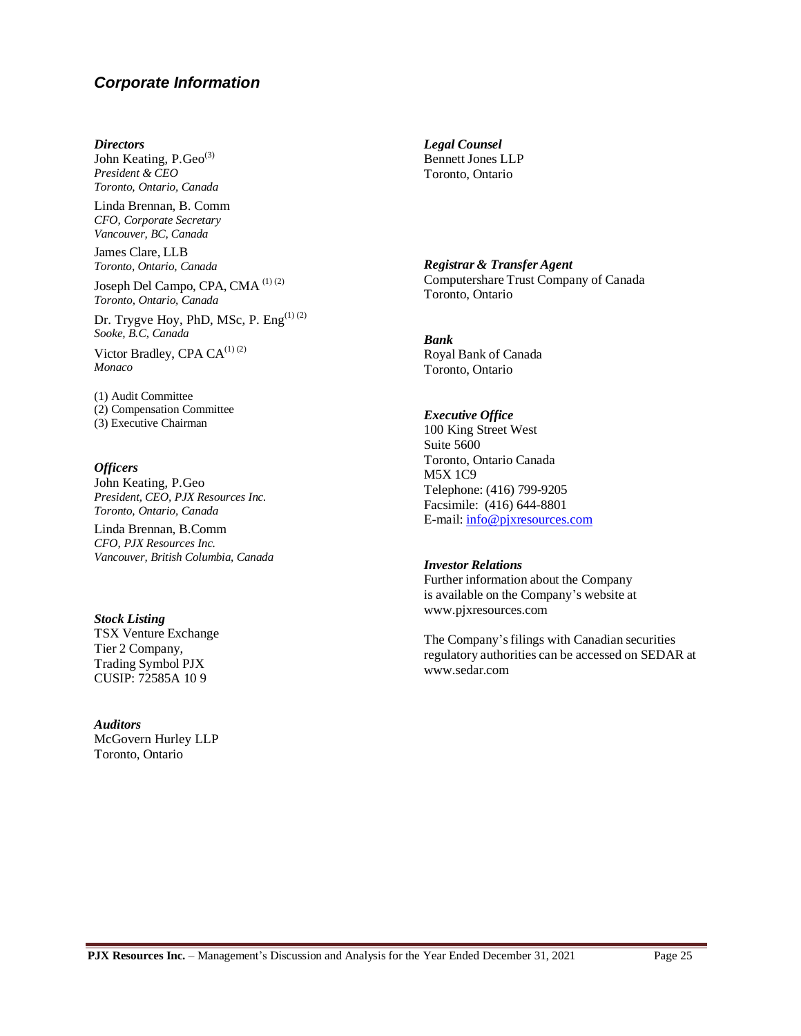## *Corporate Information*

***Directors***

John Keating, P.Geo[3]
*President & CEO*
*Toronto, Ontario, Canada*

Linda Brennan, B. Comm
*CFO, Corporate Secretary*
*Vancouver, BC, Canada*

James Clare, LLB
*Toronto, Ontario, Canada*

Joseph Del Campo, CPA, CMA [1] [2]
*Toronto, Ontario, Canada*

Dr. Trygve Hoy, PhD, MSc, P. Eng[1] [2]
*Sooke, B.C, Canada*

Victor Bradley, CPA CA[1] [2]
*Monaco*

(1) Audit Committee
(2) Compensation Committee
(3) Executive Chairman

***Officers***

John Keating, P.Geo
*President, CEO, PJX Resources Inc.*
*Toronto, Ontario, Canada*

Linda Brennan, B.Comm
*CFO, PJX Resources Inc.*
*Vancouver, British Columbia, Canada*

***Stock Listing***

TSX Venture Exchange
Tier 2 Company,
Trading Symbol PJX
CUSIP: 72585A 10 9

***Auditors***

McGovern Hurley LLP
Toronto, Ontario

***Legal Counsel***

Bennett Jones LLP
Toronto, Ontario

***Registrar & Transfer Agent***

Computershare Trust Company of Canada
Toronto, Ontario

***Bank***

Royal Bank of Canada
Toronto, Ontario

***Executive Office***

100 King Street West
Suite 5600
Toronto, Ontario Canada
M5X 1C9
Telephone: (416) 799-9205
Facsimile: (416) 644-8801
E-mail: info@pjxresources.com

***Investor Relations***

Further information about the Company is available on the Company's website at www.pjxresources.com

The Company's filings with Canadian securities regulatory authorities can be accessed on SEDAR at www.sedar.com